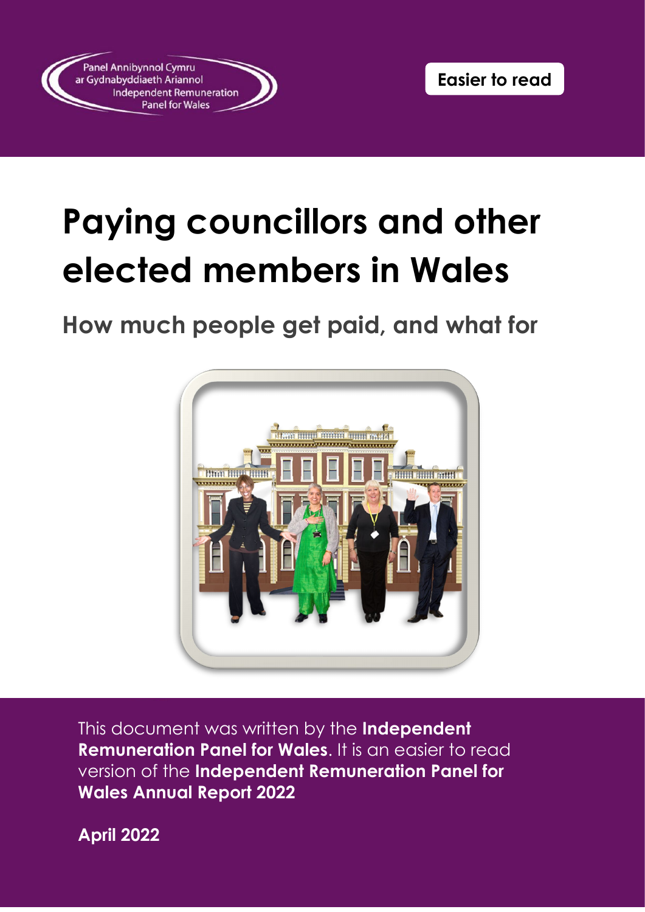Panel Annibynnol Cymru ar Gydnabyddiaeth Ariannol
Independent Remuneration Panel for Wales

**Easier to read**

# Paying councillors and other elected members in Wales

## How much people get paid, and what for

This document was written by the **Independent Remuneration Panel for Wales**. It is an easier to read version of the **Independent Remuneration Panel for Wales Annual Report 2022**

**April 2022**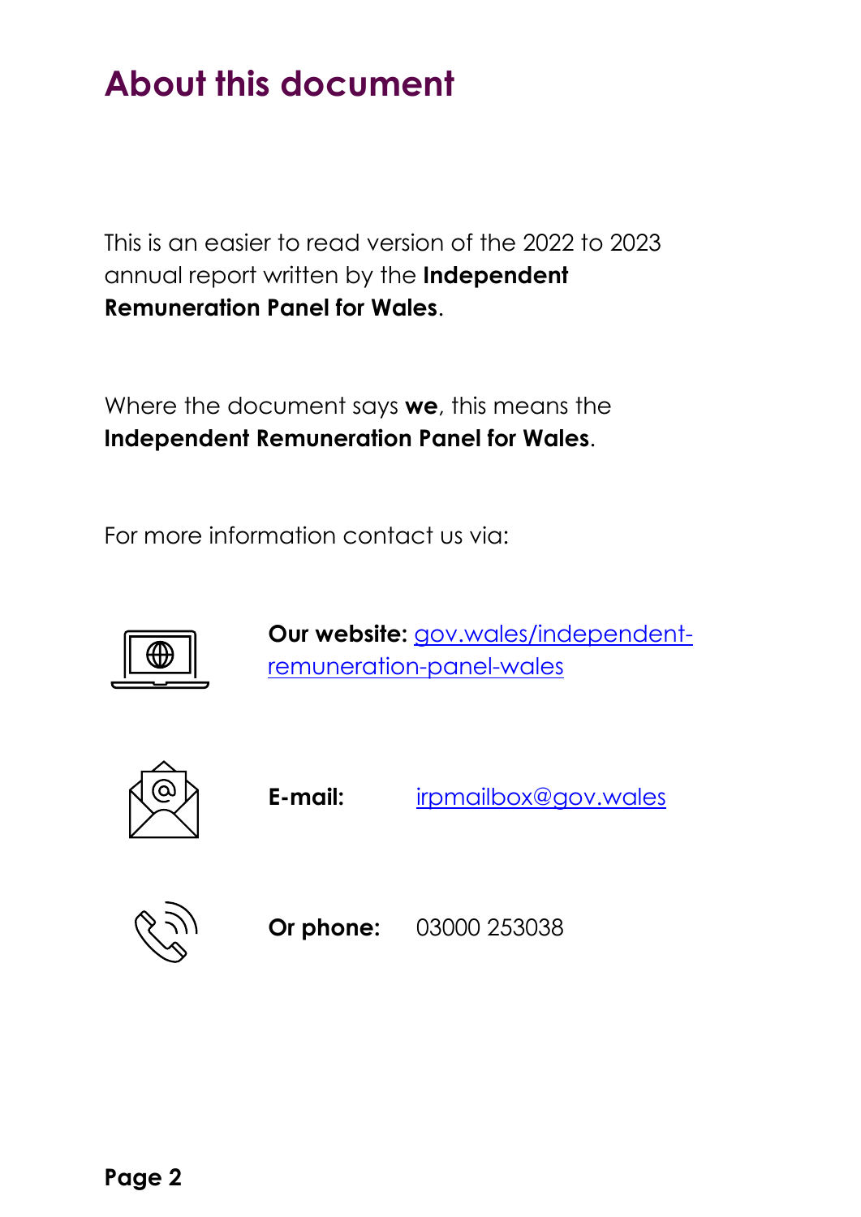# About this document

This is an easier to read version of the 2022 to 2023 annual report written by the **Independent Remuneration Panel for Wales**.

Where the document says **we**, this means the **Independent Remuneration Panel for Wales**.

For more information contact us via:

**Our website:** gov.wales/independent-remuneration-panel-wales

**E-mail:** irpmailbox@gov.wales

**Or phone:** 03000 253038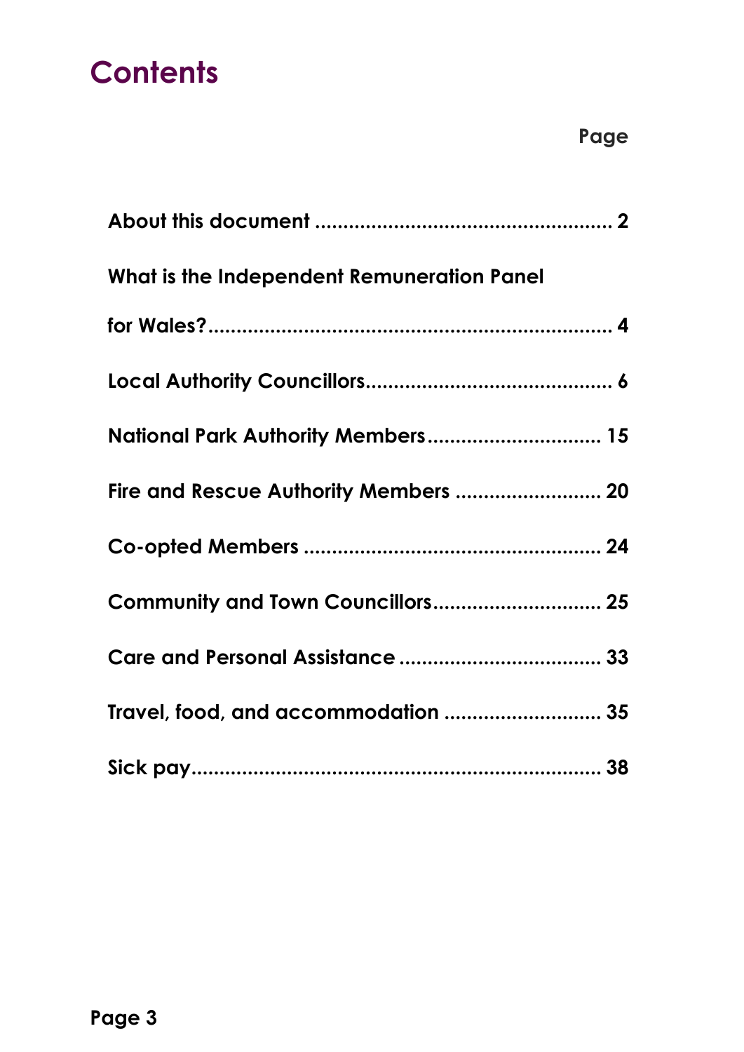# Contents

| | Page |
|---|---|
| **About this document** | **2** |
| **What is the Independent Remuneration Panel for Wales?** | **4** |
| **Local Authority Councillors** | **6** |
| **National Park Authority Members** | **15** |
| **Fire and Rescue Authority Members** | **20** |
| **Co-opted Members** | **24** |
| **Community and Town Councillors** | **25** |
| **Care and Personal Assistance** | **33** |
| **Travel, food, and accommodation** | **35** |
| **Sick pay** | **38** |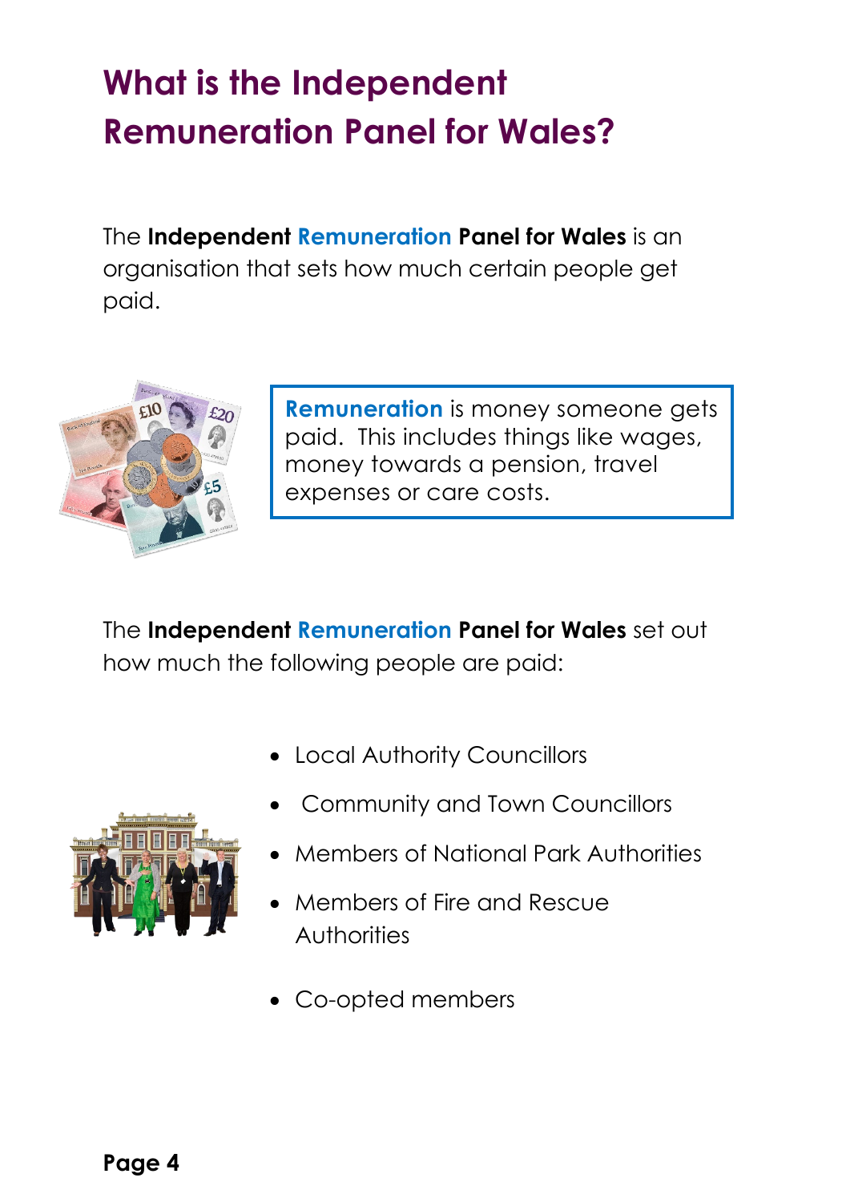# What is the Independent Remuneration Panel for Wales?

The **Independent Remuneration Panel for Wales** is an organisation that sets how much certain people get paid.

**Remuneration** is money someone gets paid. This includes things like wages, money towards a pension, travel expenses or care costs.

The **Independent Remuneration Panel for Wales** set out how much the following people are paid:

- Local Authority Councillors
- Community and Town Councillors
- Members of National Park Authorities
- Members of Fire and Rescue Authorities
- Co-opted members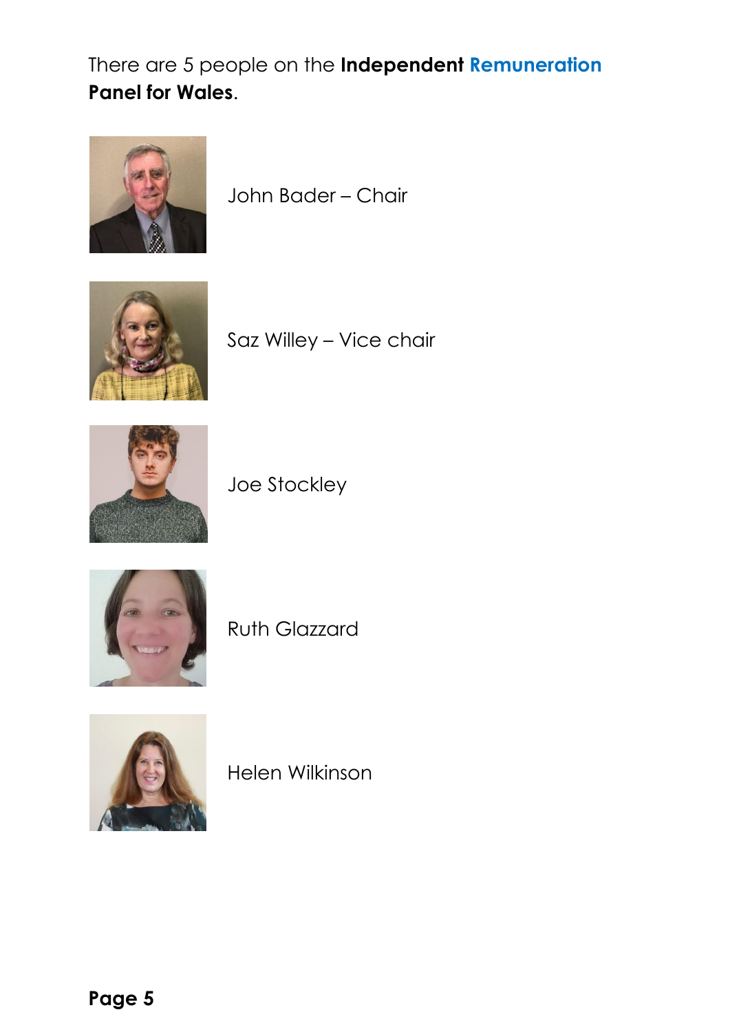There are 5 people on the **Independent Remuneration Panel for Wales**.

John Bader – Chair

Saz Willey – Vice chair

Joe Stockley

Ruth Glazzard

Helen Wilkinson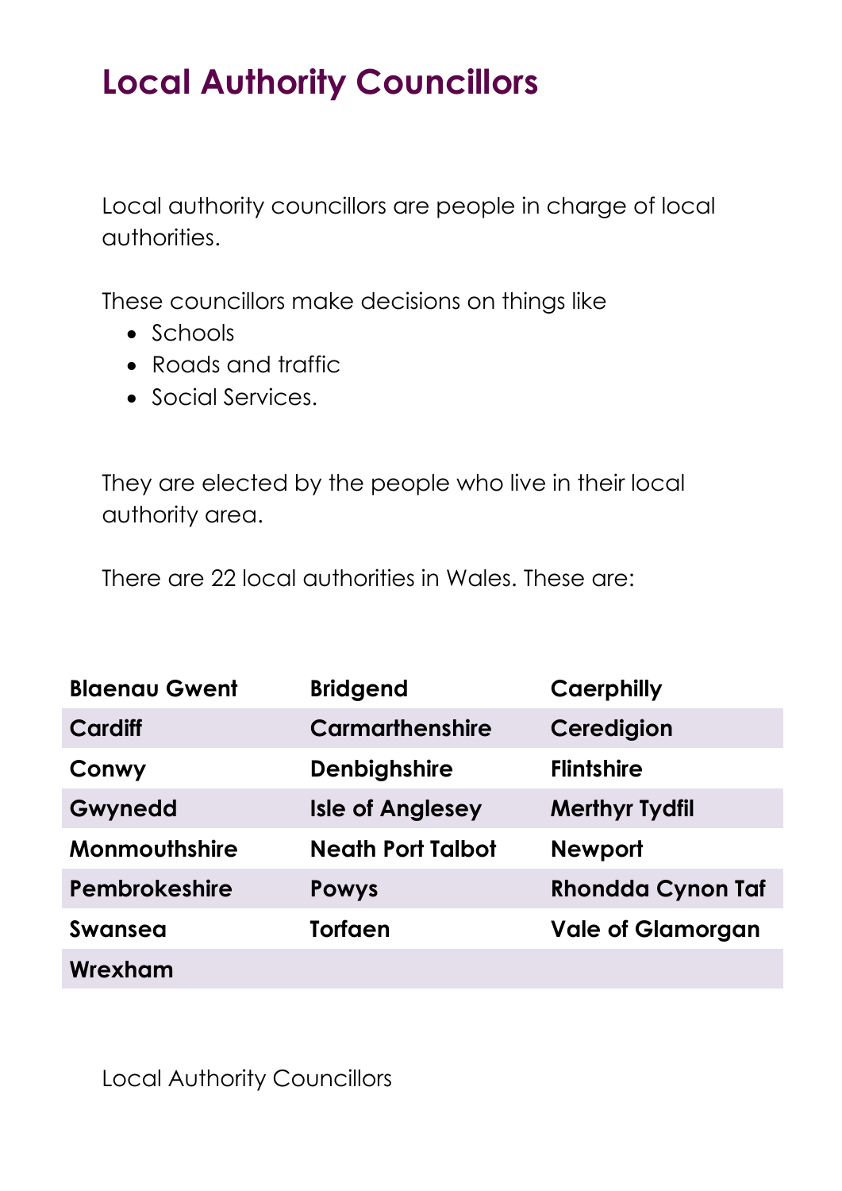# Local Authority Councillors

Local authority councillors are people in charge of local authorities.

These councillors make decisions on things like

- Schools
- Roads and traffic
- Social Services.

They are elected by the people who live in their local authority area.

There are 22 local authorities in Wales. These are:

| | | |
|---|---|---|
| **Blaenau Gwent** | **Bridgend** | **Caerphilly** |
| **Cardiff** | **Carmarthenshire** | **Ceredigion** |
| **Conwy** | **Denbighshire** | **Flintshire** |
| **Gwynedd** | **Isle of Anglesey** | **Merthyr Tydfil** |
| **Monmouthshire** | **Neath Port Talbot** | **Newport** |
| **Pembrokeshire** | **Powys** | **Rhondda Cynon Taf** |
| **Swansea** | **Torfaen** | **Vale of Glamorgan** |
| **Wrexham** | | |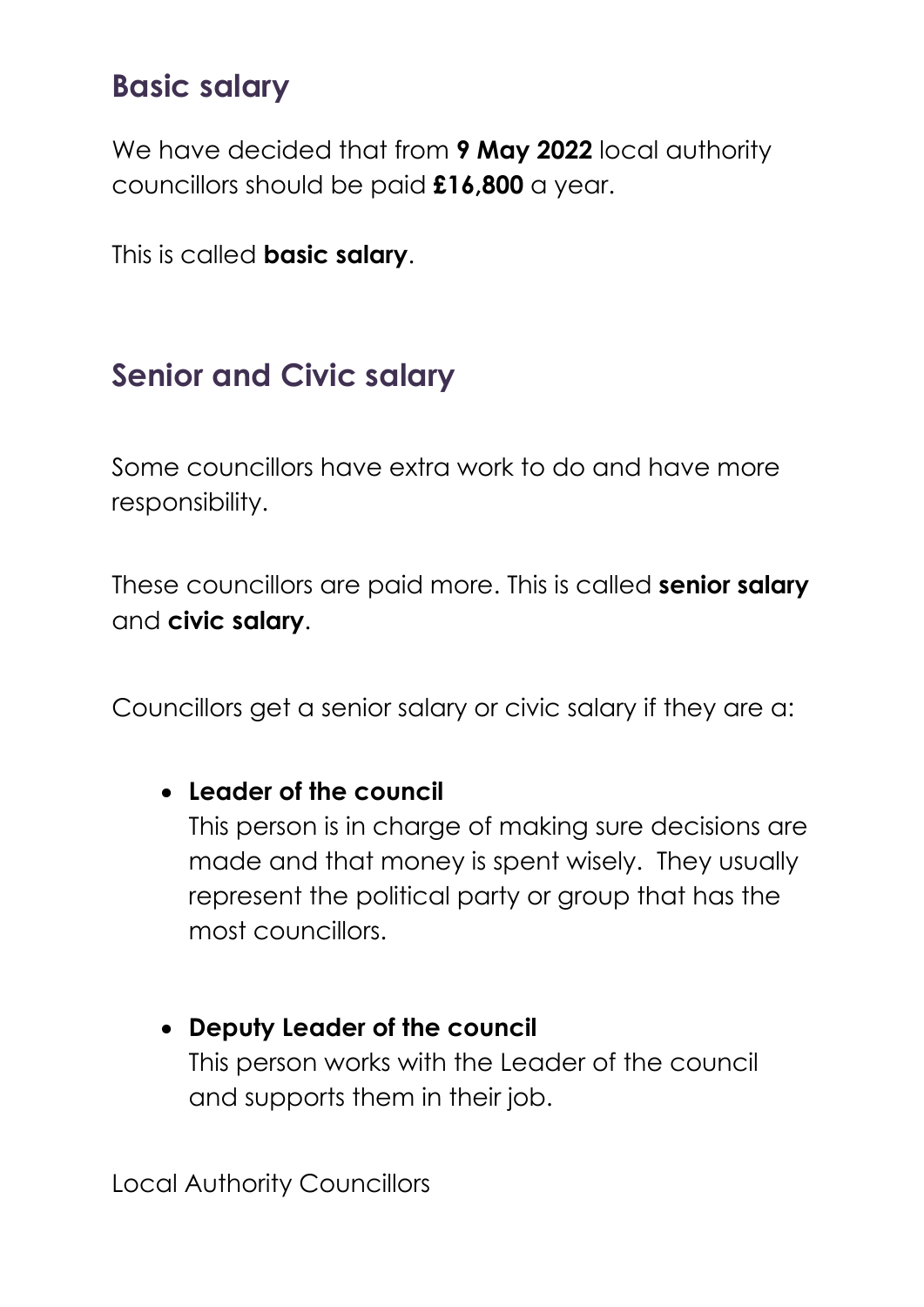## Basic salary

We have decided that from **9 May 2022** local authority councillors should be paid **£16,800** a year.

This is called **basic salary**.

## Senior and Civic salary

Some councillors have extra work to do and have more responsibility.

These councillors are paid more. This is called **senior salary** and **civic salary**.

Councillors get a senior salary or civic salary if they are a:

- **Leader of the council**
  This person is in charge of making sure decisions are made and that money is spent wisely. They usually represent the political party or group that has the most councillors.

- **Deputy Leader of the council**
  This person works with the Leader of the council and supports them in their job.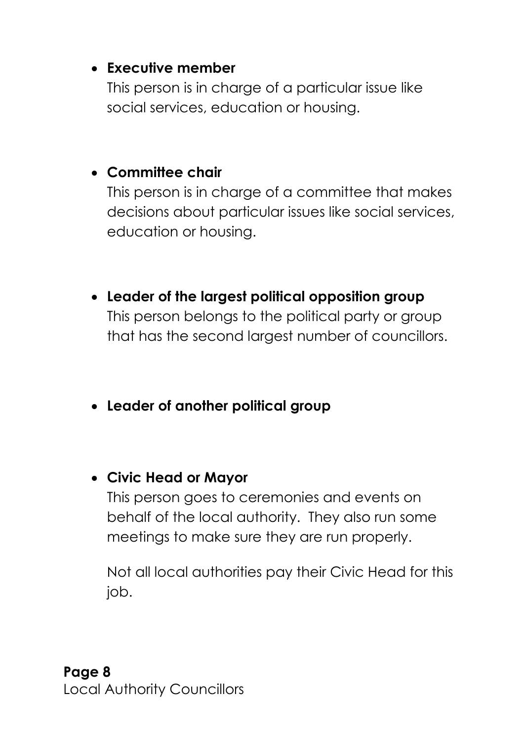- **Executive member**

  This person is in charge of a particular issue like social services, education or housing.

- **Committee chair**

  This person is in charge of a committee that makes decisions about particular issues like social services, education or housing.

- **Leader of the largest political opposition group**

  This person belongs to the political party or group that has the second largest number of councillors.

- **Leader of another political group**

- **Civic Head or Mayor**

  This person goes to ceremonies and events on behalf of the local authority. They also run some meetings to make sure they are run properly.

  Not all local authorities pay their Civic Head for this job.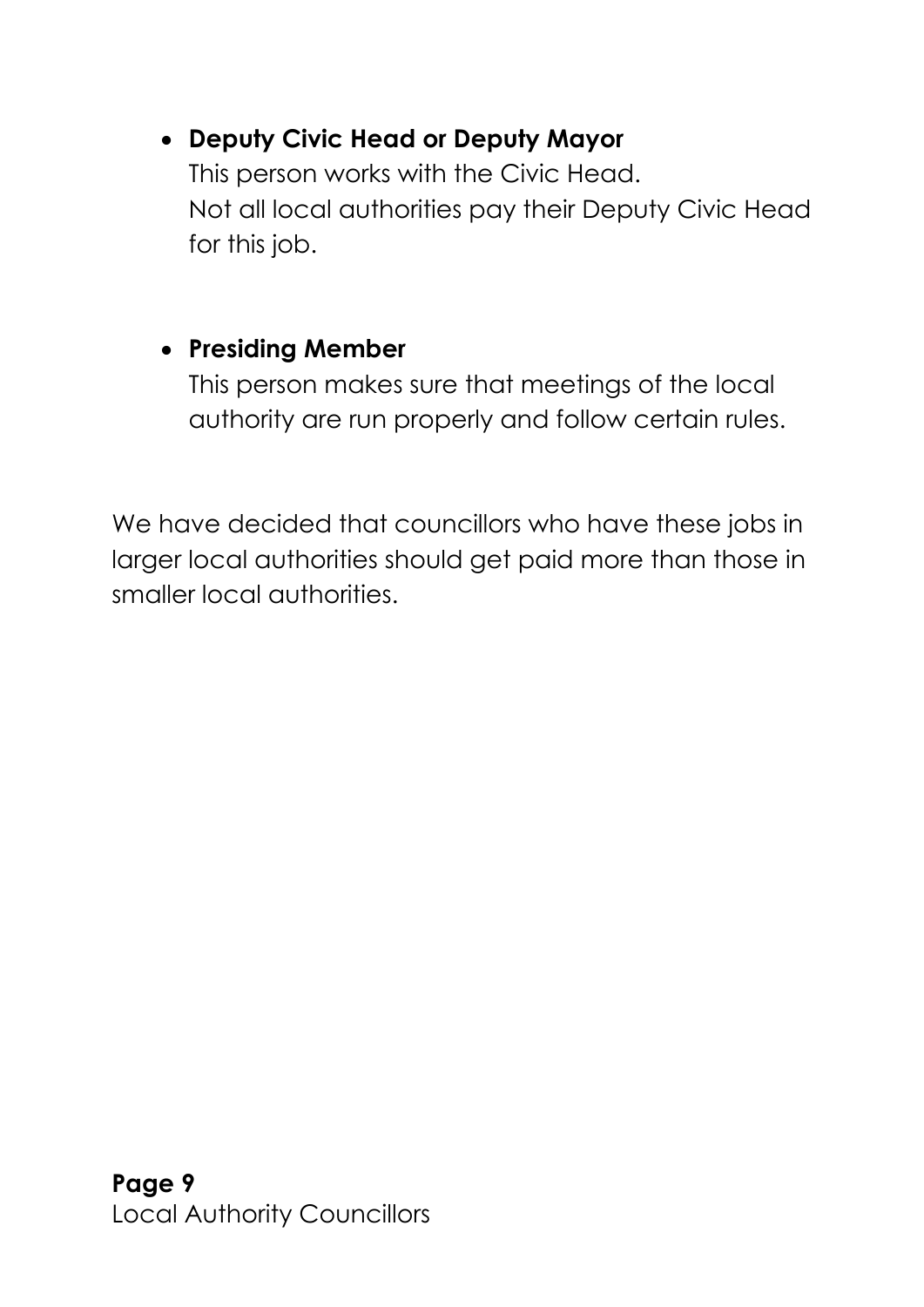- **Deputy Civic Head or Deputy Mayor**
  This person works with the Civic Head.
  Not all local authorities pay their Deputy Civic Head for this job.

- **Presiding Member**
  This person makes sure that meetings of the local authority are run properly and follow certain rules.

We have decided that councillors who have these jobs in larger local authorities should get paid more than those in smaller local authorities.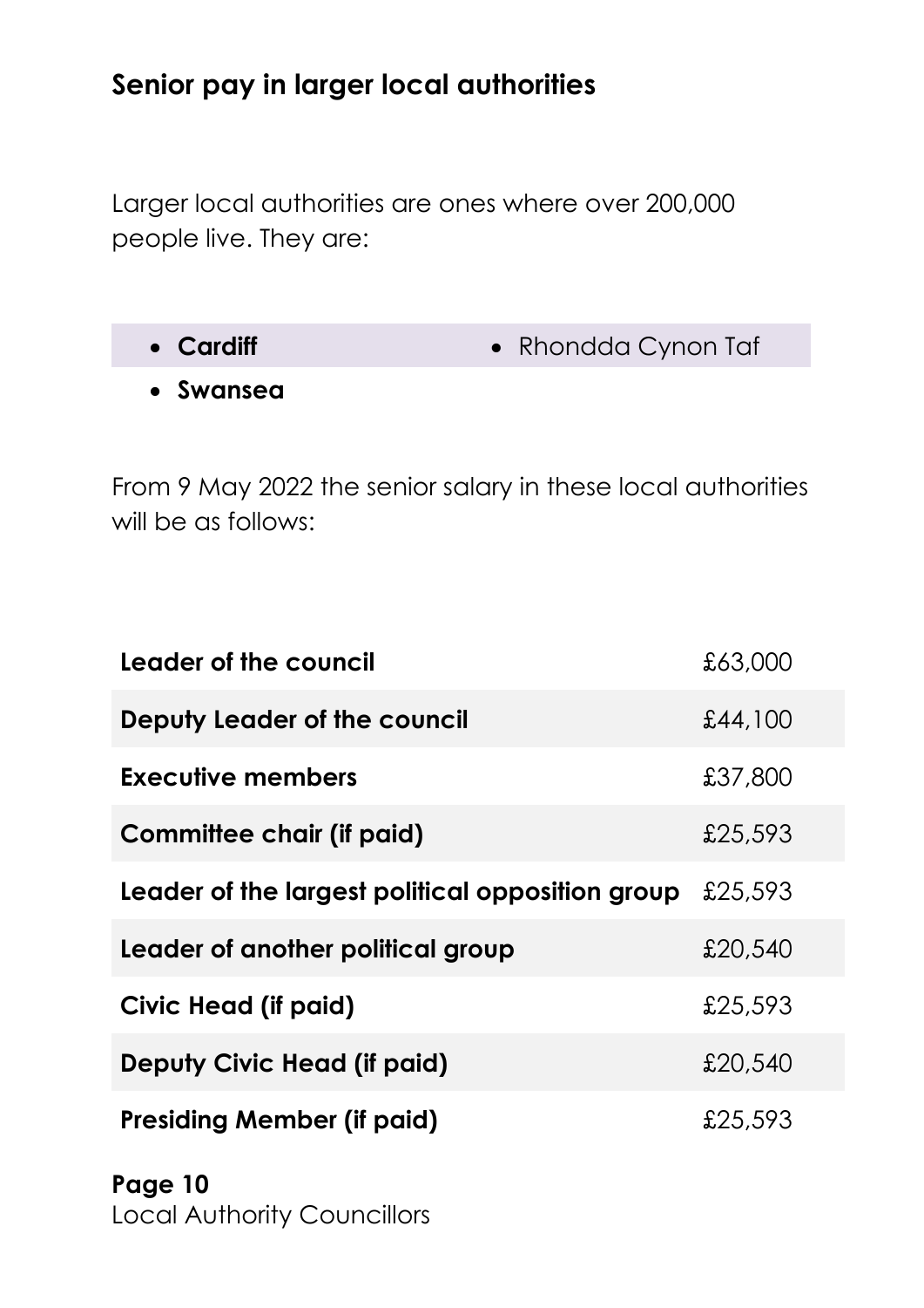## Senior pay in larger local authorities

Larger local authorities are ones where over 200,000 people live. They are:

- **Cardiff**
- Rhondda Cynon Taf
- **Swansea**

From 9 May 2022 the senior salary in these local authorities will be as follows:

| | |
|---|---|
| **Leader of the council** | £63,000 |
| **Deputy Leader of the council** | £44,100 |
| **Executive members** | £37,800 |
| **Committee chair (if paid)** | £25,593 |
| **Leader of the largest political opposition group** | £25,593 |
| **Leader of another political group** | £20,540 |
| **Civic Head (if paid)** | £25,593 |
| **Deputy Civic Head (if paid)** | £20,540 |
| **Presiding Member (if paid)** | £25,593 |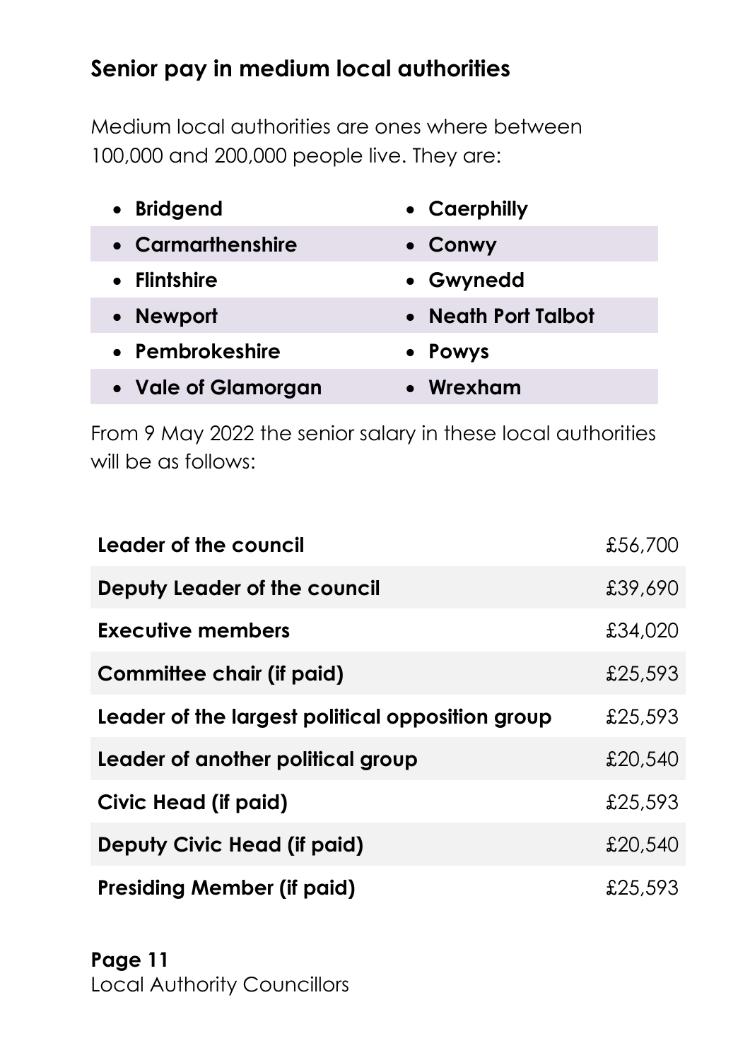## Senior pay in medium local authorities

Medium local authorities are ones where between 100,000 and 200,000 people live. They are:

- **Bridgend**
- **Caerphilly**
- **Carmarthenshire**
- **Conwy**
- **Flintshire**
- **Gwynedd**
- **Newport**
- **Neath Port Talbot**
- **Pembrokeshire**
- **Powys**
- **Vale of Glamorgan**
- **Wrexham**

From 9 May 2022 the senior salary in these local authorities will be as follows:

| Role | Salary |
|---|---|
| **Leader of the council** | £56,700 |
| **Deputy Leader of the council** | £39,690 |
| **Executive members** | £34,020 |
| **Committee chair (if paid)** | £25,593 |
| **Leader of the largest political opposition group** | £25,593 |
| **Leader of another political group** | £20,540 |
| **Civic Head (if paid)** | £25,593 |
| **Deputy Civic Head (if paid)** | £20,540 |
| **Presiding Member (if paid)** | £25,593 |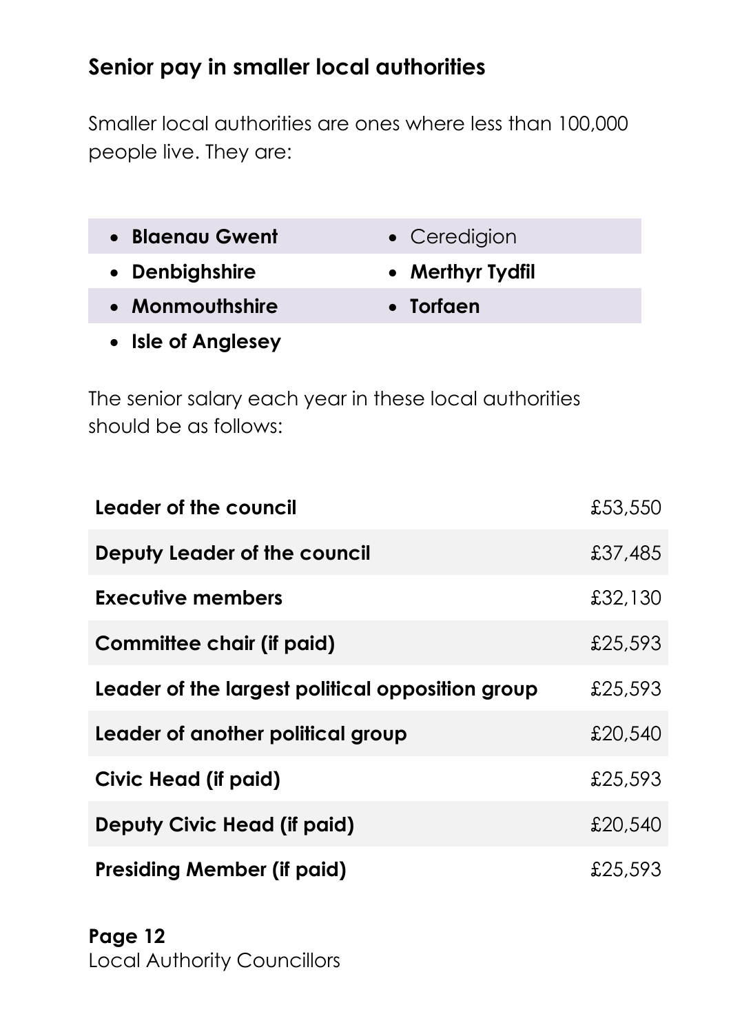## Senior pay in smaller local authorities

Smaller local authorities are ones where less than 100,000 people live. They are:

- **Blaenau Gwent**
- Ceredigion
- **Denbighshire**
- **Merthyr Tydfil**
- **Monmouthshire**
- **Torfaen**
- **Isle of Anglesey**

The senior salary each year in these local authorities should be as follows:

| | |
|---|---|
| **Leader of the council** | £53,550 |
| **Deputy Leader of the council** | £37,485 |
| **Executive members** | £32,130 |
| **Committee chair (if paid)** | £25,593 |
| **Leader of the largest political opposition group** | £25,593 |
| **Leader of another political group** | £20,540 |
| **Civic Head (if paid)** | £25,593 |
| **Deputy Civic Head (if paid)** | £20,540 |
| **Presiding Member (if paid)** | £25,593 |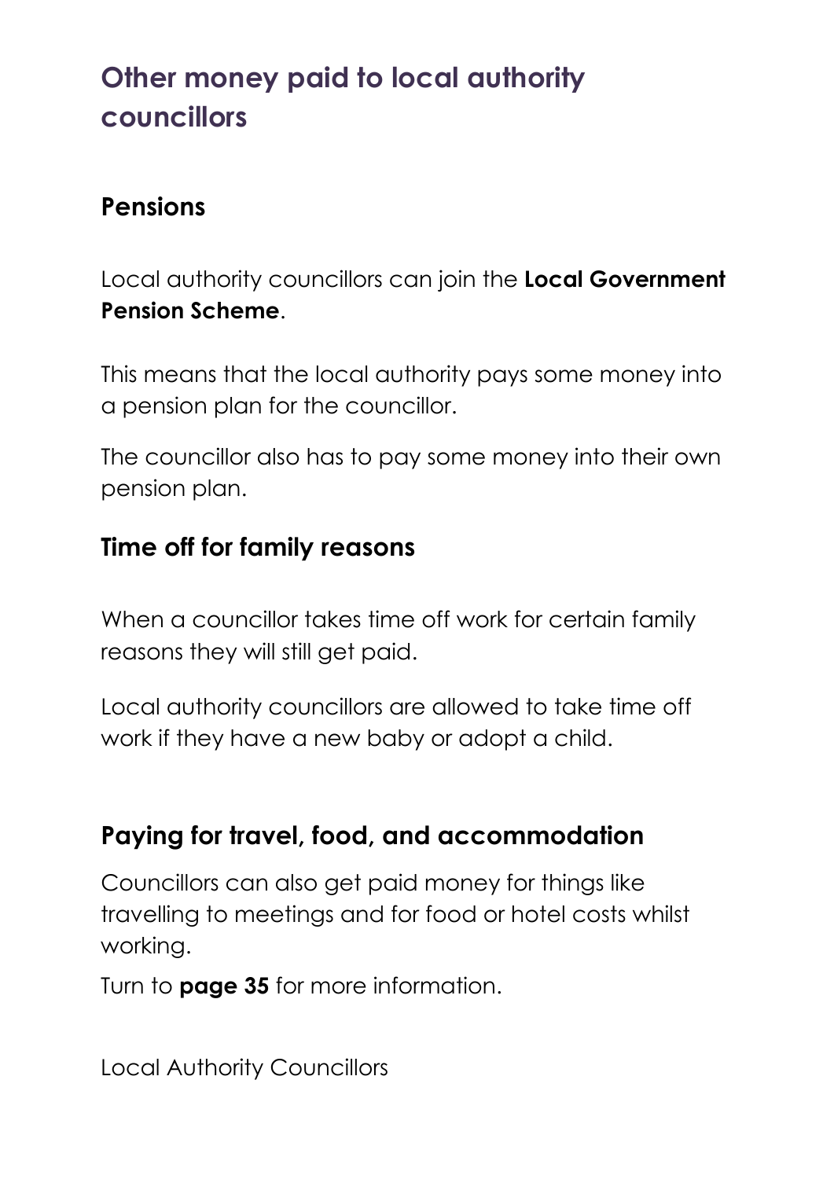## Other money paid to local authority councillors

### Pensions

Local authority councillors can join the **Local Government Pension Scheme**.

This means that the local authority pays some money into a pension plan for the councillor.

The councillor also has to pay some money into their own pension plan.

### Time off for family reasons

When a councillor takes time off work for certain family reasons they will still get paid.

Local authority councillors are allowed to take time off work if they have a new baby or adopt a child.

### Paying for travel, food, and accommodation

Councillors can also get paid money for things like travelling to meetings and for food or hotel costs whilst working.

Turn to **page 35** for more information.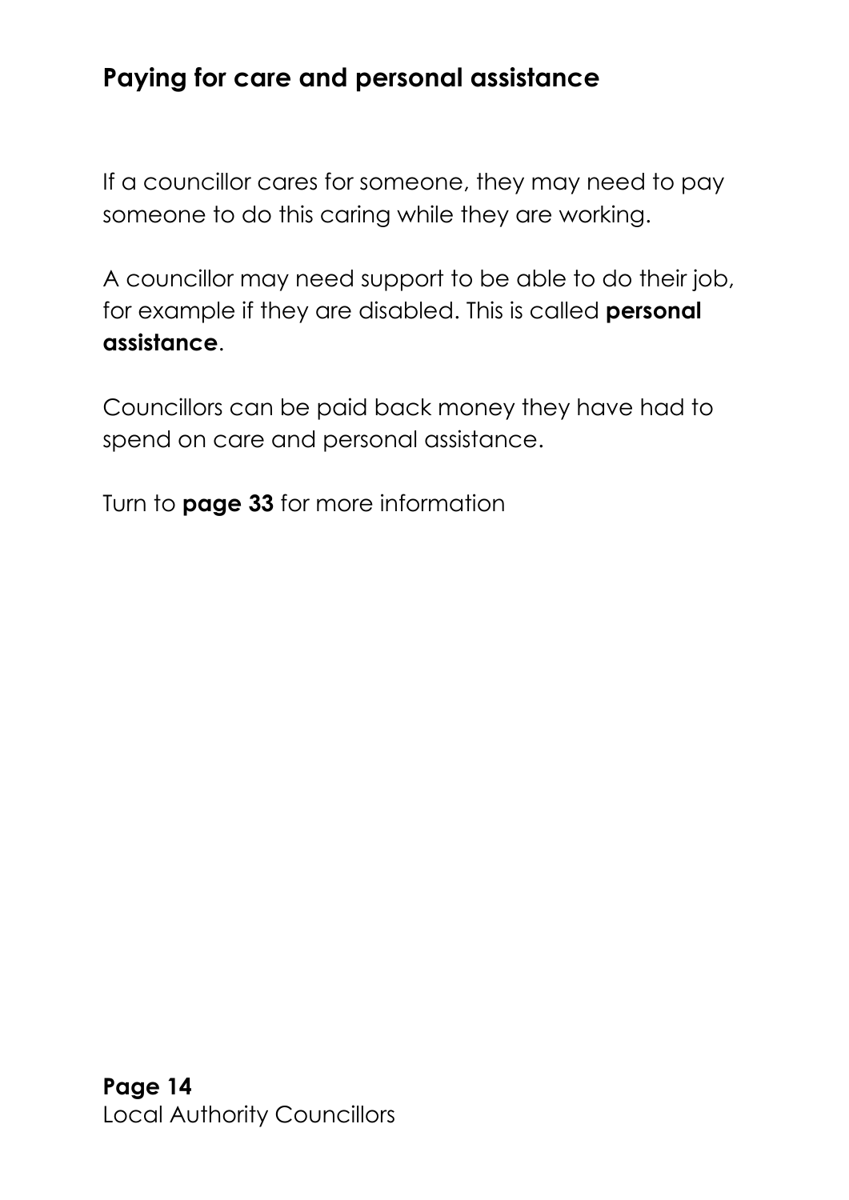## Paying for care and personal assistance

If a councillor cares for someone, they may need to pay someone to do this caring while they are working.

A councillor may need support to be able to do their job, for example if they are disabled. This is called **personal assistance**.

Councillors can be paid back money they have had to spend on care and personal assistance.

Turn to **page 33** for more information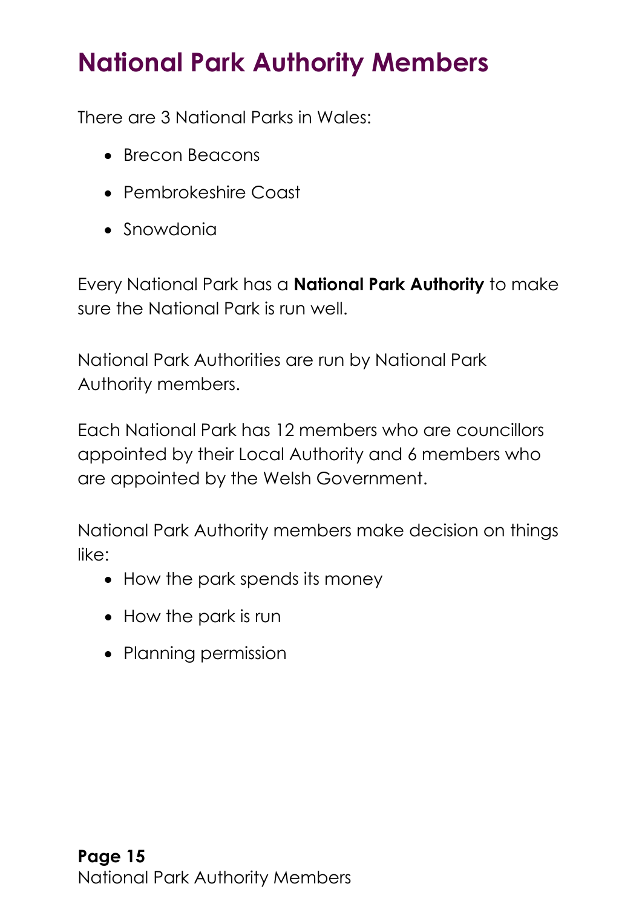# National Park Authority Members

There are 3 National Parks in Wales:

- Brecon Beacons
- Pembrokeshire Coast
- Snowdonia

Every National Park has a **National Park Authority** to make sure the National Park is run well.

National Park Authorities are run by National Park Authority members.

Each National Park has 12 members who are councillors appointed by their Local Authority and 6 members who are appointed by the Welsh Government.

National Park Authority members make decision on things like:

- How the park spends its money
- How the park is run
- Planning permission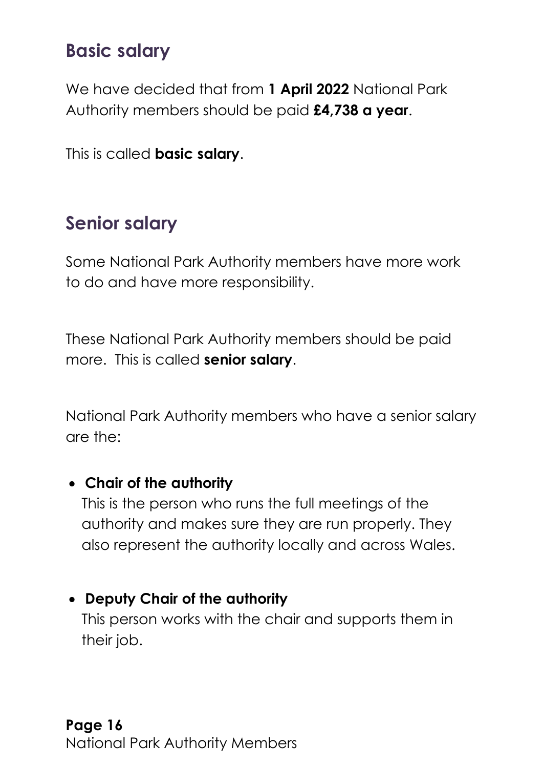## Basic salary

We have decided that from **1 April 2022** National Park Authority members should be paid **£4,738 a year**.

This is called **basic salary**.

## Senior salary

Some National Park Authority members have more work to do and have more responsibility.

These National Park Authority members should be paid more. This is called **senior salary**.

National Park Authority members who have a senior salary are the:

- **Chair of the authority**
  This is the person who runs the full meetings of the authority and makes sure they are run properly. They also represent the authority locally and across Wales.

- **Deputy Chair of the authority**
  This person works with the chair and supports them in their job.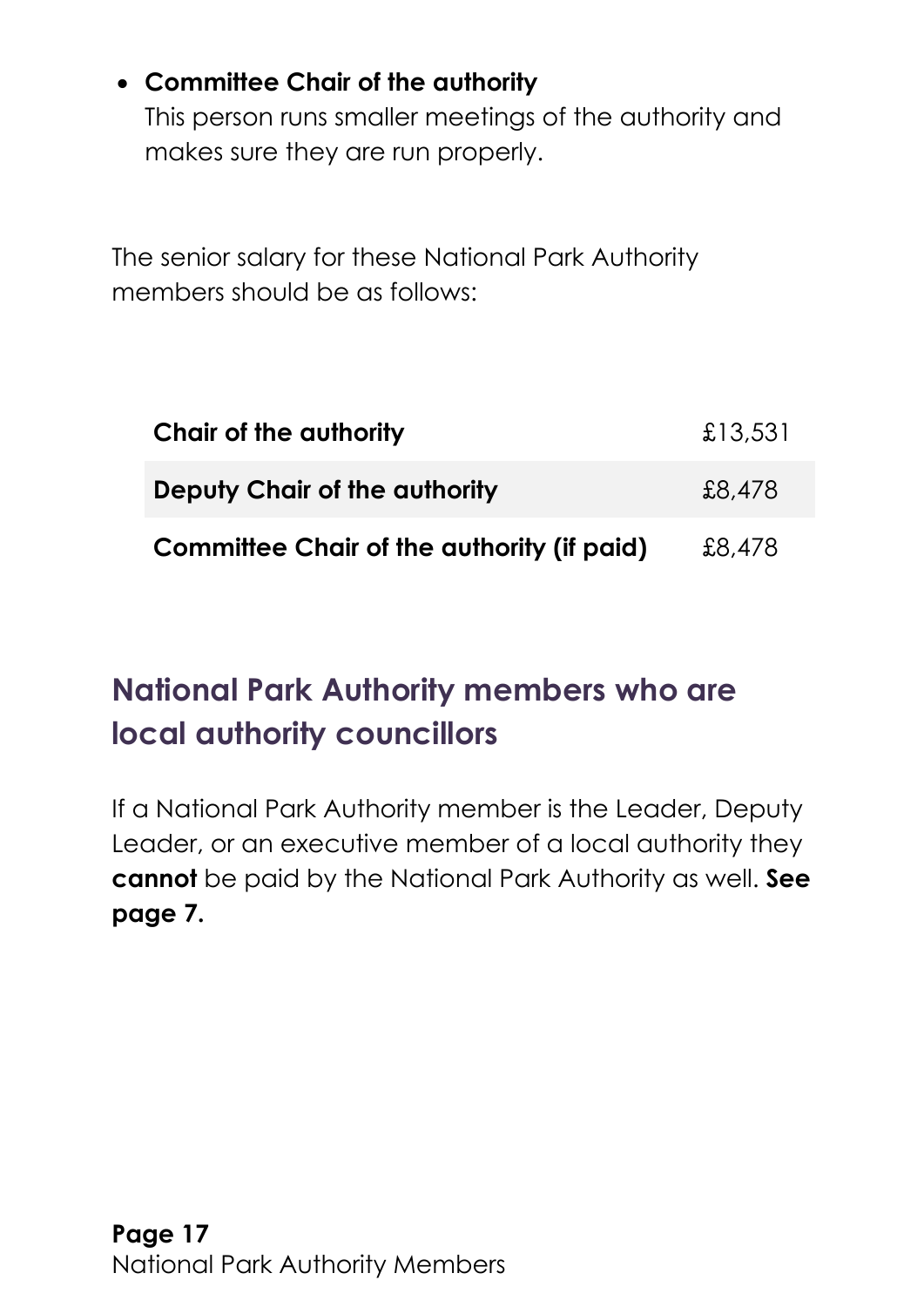- **Committee Chair of the authority**
  This person runs smaller meetings of the authority and makes sure they are run properly.

The senior salary for these National Park Authority members should be as follows:

| | |
|---|---|
| **Chair of the authority** | £13,531 |
| **Deputy Chair of the authority** | £8,478 |
| **Committee Chair of the authority (if paid)** | £8,478 |

## National Park Authority members who are local authority councillors

If a National Park Authority member is the Leader, Deputy Leader, or an executive member of a local authority they **cannot** be paid by the National Park Authority as well. **See page 7.**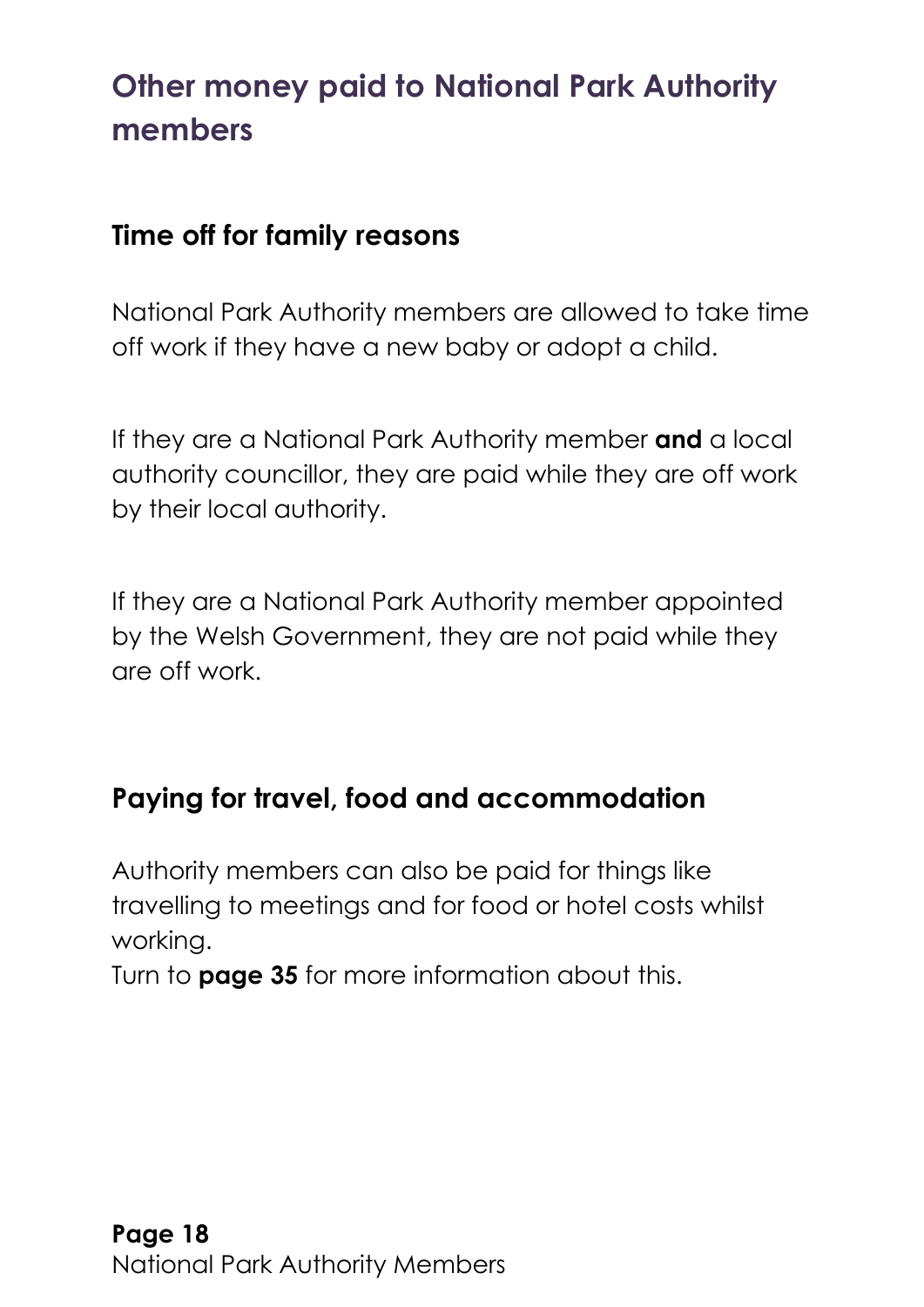# Other money paid to National Park Authority members

## Time off for family reasons

National Park Authority members are allowed to take time off work if they have a new baby or adopt a child.

If they are a National Park Authority member **and** a local authority councillor, they are paid while they are off work by their local authority.

If they are a National Park Authority member appointed by the Welsh Government, they are not paid while they are off work.

## Paying for travel, food and accommodation

Authority members can also be paid for things like travelling to meetings and for food or hotel costs whilst working.
Turn to **page 35** for more information about this.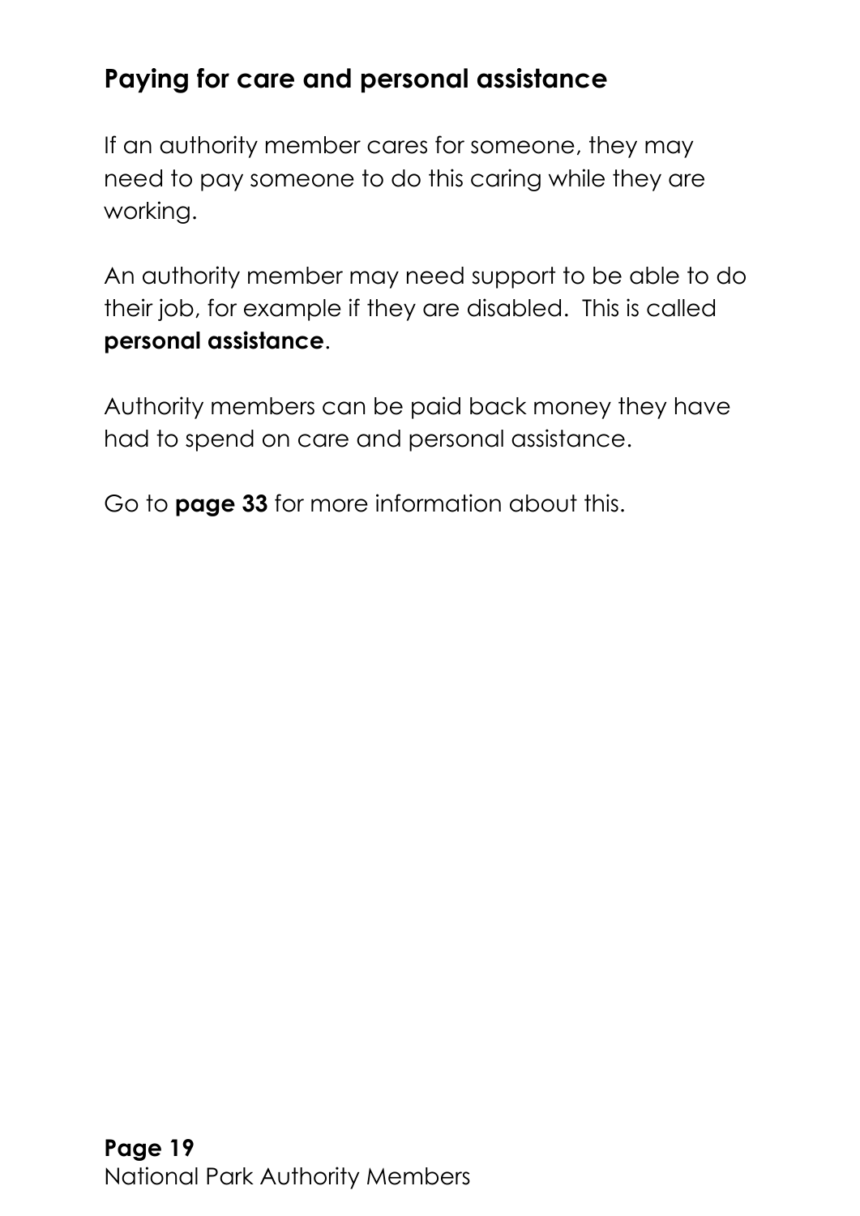## Paying for care and personal assistance

If an authority member cares for someone, they may need to pay someone to do this caring while they are working.

An authority member may need support to be able to do their job, for example if they are disabled. This is called **personal assistance**.

Authority members can be paid back money they have had to spend on care and personal assistance.

Go to **page 33** for more information about this.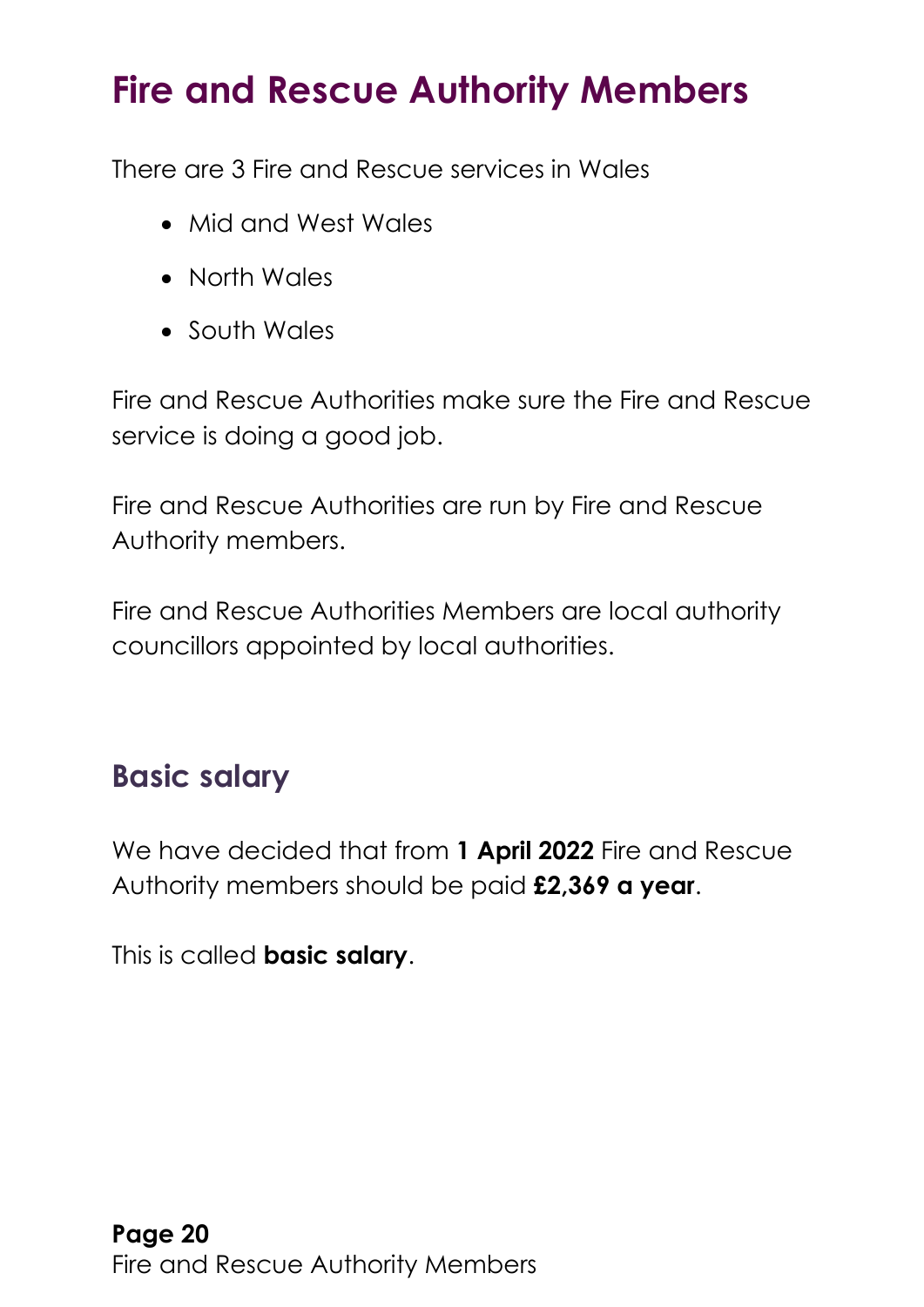# Fire and Rescue Authority Members

There are 3 Fire and Rescue services in Wales

- Mid and West Wales
- North Wales
- South Wales

Fire and Rescue Authorities make sure the Fire and Rescue service is doing a good job.

Fire and Rescue Authorities are run by Fire and Rescue Authority members.

Fire and Rescue Authorities Members are local authority councillors appointed by local authorities.

## Basic salary

We have decided that from **1 April 2022** Fire and Rescue Authority members should be paid **£2,369 a year**.

This is called **basic salary**.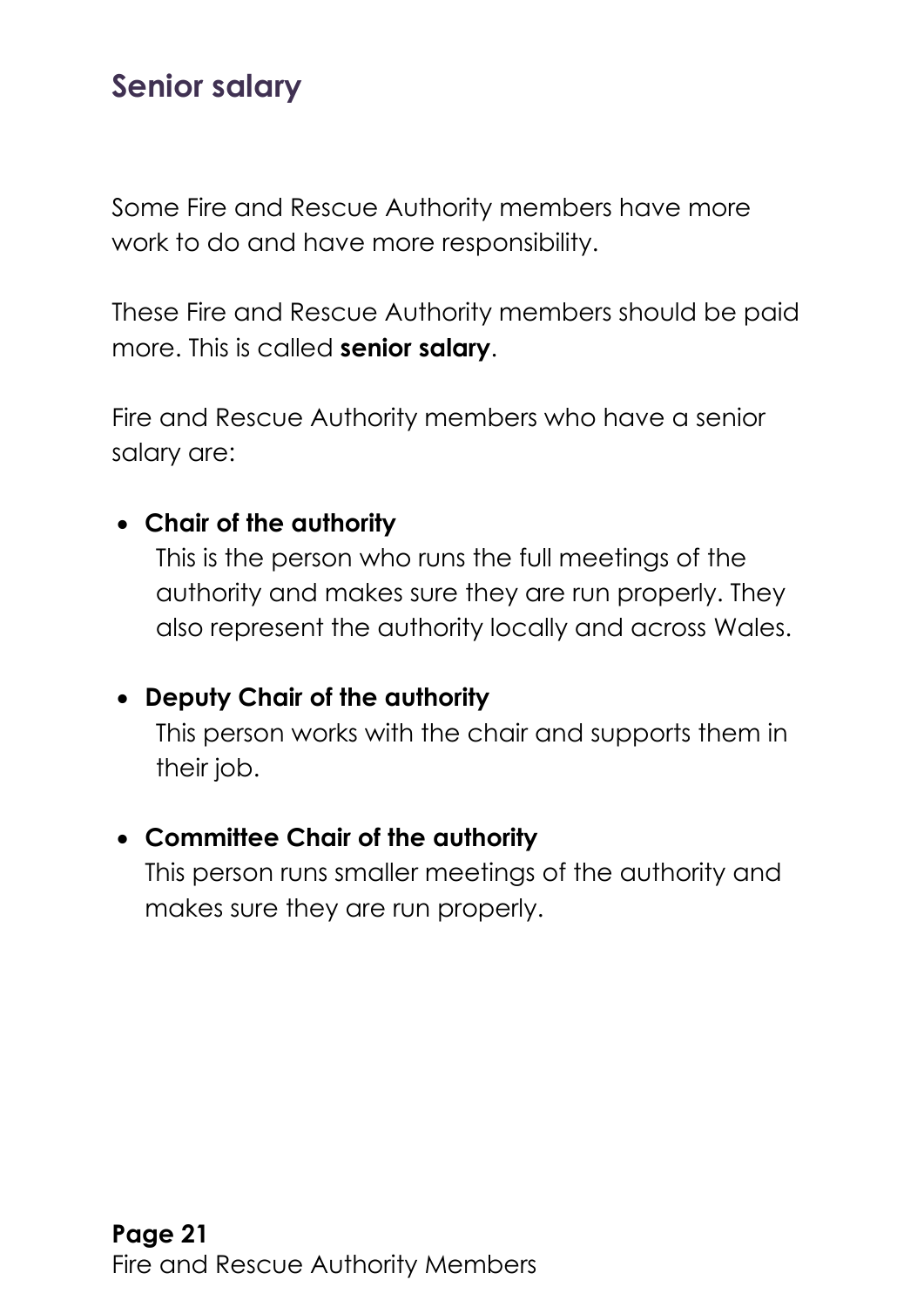## Senior salary

Some Fire and Rescue Authority members have more work to do and have more responsibility.

These Fire and Rescue Authority members should be paid more. This is called **senior salary**.

Fire and Rescue Authority members who have a senior salary are:

- **Chair of the authority**
  This is the person who runs the full meetings of the authority and makes sure they are run properly. They also represent the authority locally and across Wales.

- **Deputy Chair of the authority**
  This person works with the chair and supports them in their job.

- **Committee Chair of the authority**
  This person runs smaller meetings of the authority and makes sure they are run properly.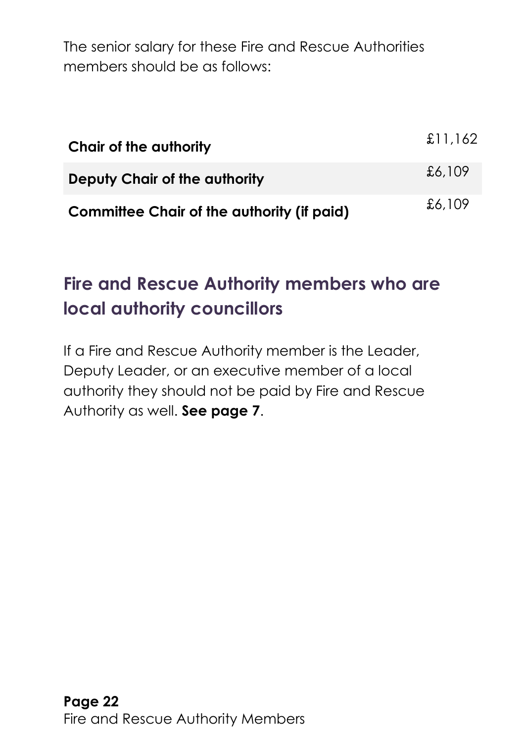The senior salary for these Fire and Rescue Authorities members should be as follows:

| | |
|---|---|
| **Chair of the authority** | £11,162 |
| **Deputy Chair of the authority** | £6,109 |
| **Committee Chair of the authority (if paid)** | £6,109 |

## Fire and Rescue Authority members who are local authority councillors

If a Fire and Rescue Authority member is the Leader, Deputy Leader, or an executive member of a local authority they should not be paid by Fire and Rescue Authority as well. **See page 7**.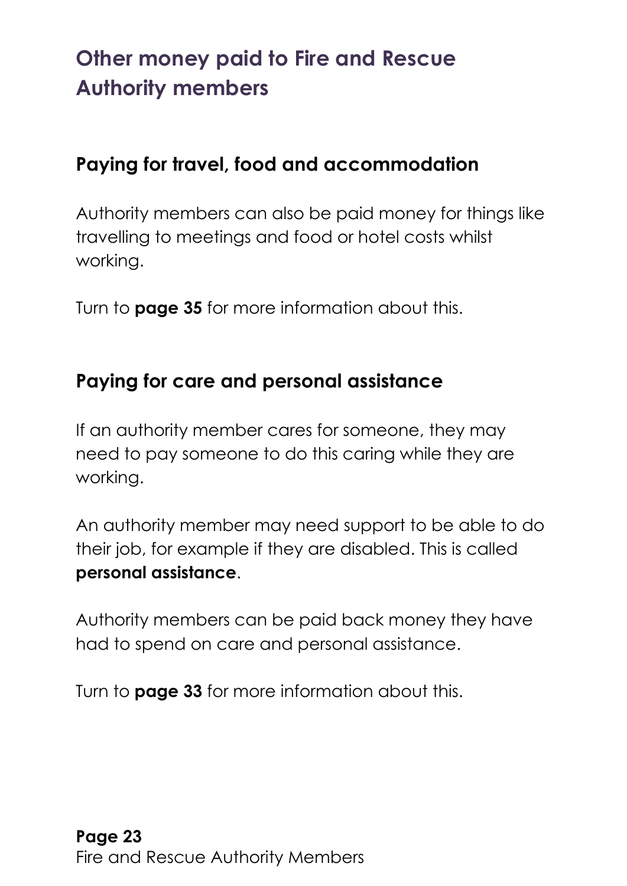# Other money paid to Fire and Rescue Authority members

## Paying for travel, food and accommodation

Authority members can also be paid money for things like travelling to meetings and food or hotel costs whilst working.

Turn to **page 35** for more information about this.

## Paying for care and personal assistance

If an authority member cares for someone, they may need to pay someone to do this caring while they are working.

An authority member may need support to be able to do their job, for example if they are disabled. This is called **personal assistance**.

Authority members can be paid back money they have had to spend on care and personal assistance.

Turn to **page 33** for more information about this.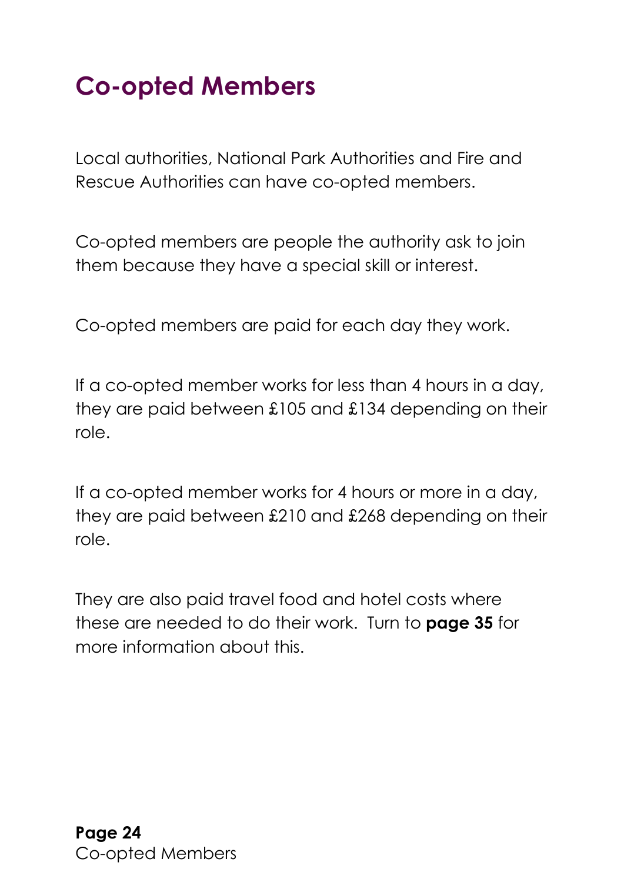# Co-opted Members

Local authorities, National Park Authorities and Fire and Rescue Authorities can have co-opted members.

Co-opted members are people the authority ask to join them because they have a special skill or interest.

Co-opted members are paid for each day they work.

If a co-opted member works for less than 4 hours in a day, they are paid between £105 and £134 depending on their role.

If a co-opted member works for 4 hours or more in a day, they are paid between £210 and £268 depending on their role.

They are also paid travel food and hotel costs where these are needed to do their work. Turn to **page 35** for more information about this.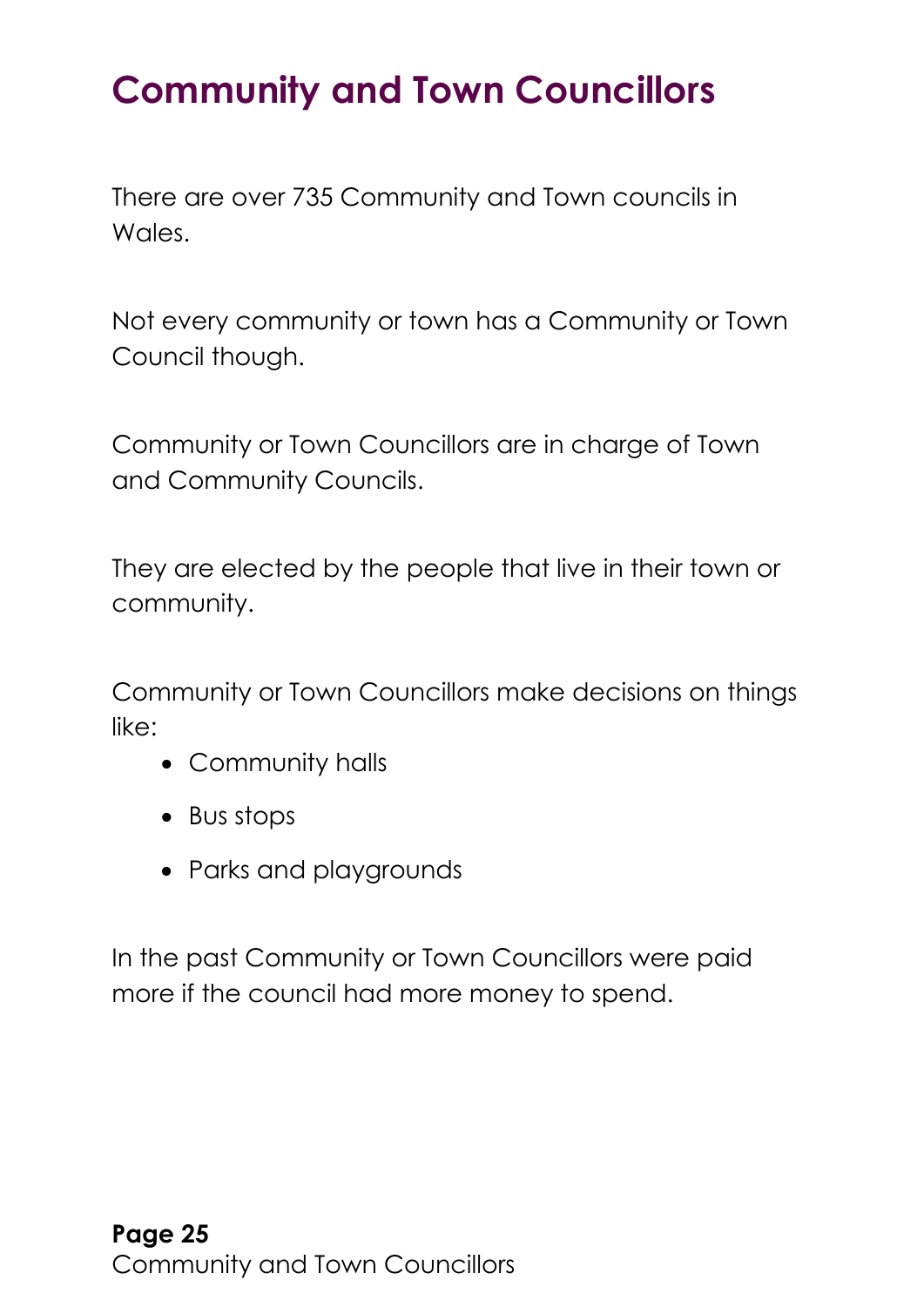# Community and Town Councillors

There are over 735 Community and Town councils in Wales.

Not every community or town has a Community or Town Council though.

Community or Town Councillors are in charge of Town and Community Councils.

They are elected by the people that live in their town or community.

Community or Town Councillors make decisions on things like:

- Community halls
- Bus stops
- Parks and playgrounds

In the past Community or Town Councillors were paid more if the council had more money to spend.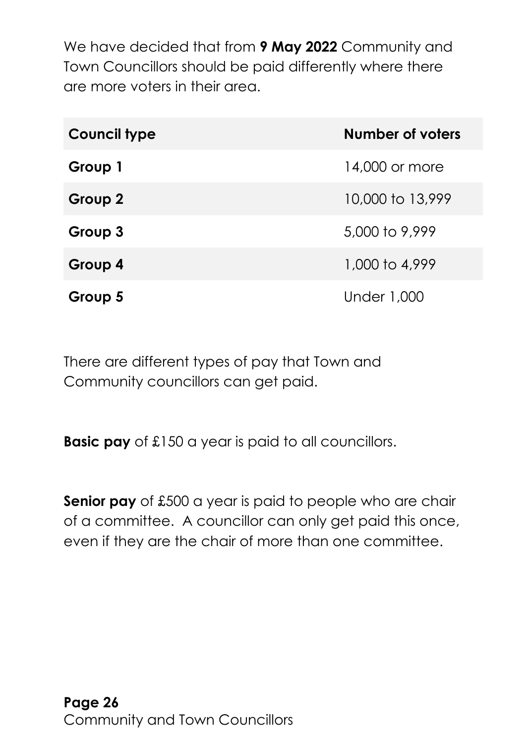We have decided that from **9 May 2022** Community and Town Councillors should be paid differently where there are more voters in their area.

| Council type | Number of voters |
| --- | --- |
| **Group 1** | 14,000 or more |
| **Group 2** | 10,000 to 13,999 |
| **Group 3** | 5,000 to 9,999 |
| **Group 4** | 1,000 to 4,999 |
| **Group 5** | Under 1,000 |

There are different types of pay that Town and Community councillors can get paid.

**Basic pay** of £150 a year is paid to all councillors.

**Senior pay** of £500 a year is paid to people who are chair of a committee. A councillor can only get paid this once, even if they are the chair of more than one committee.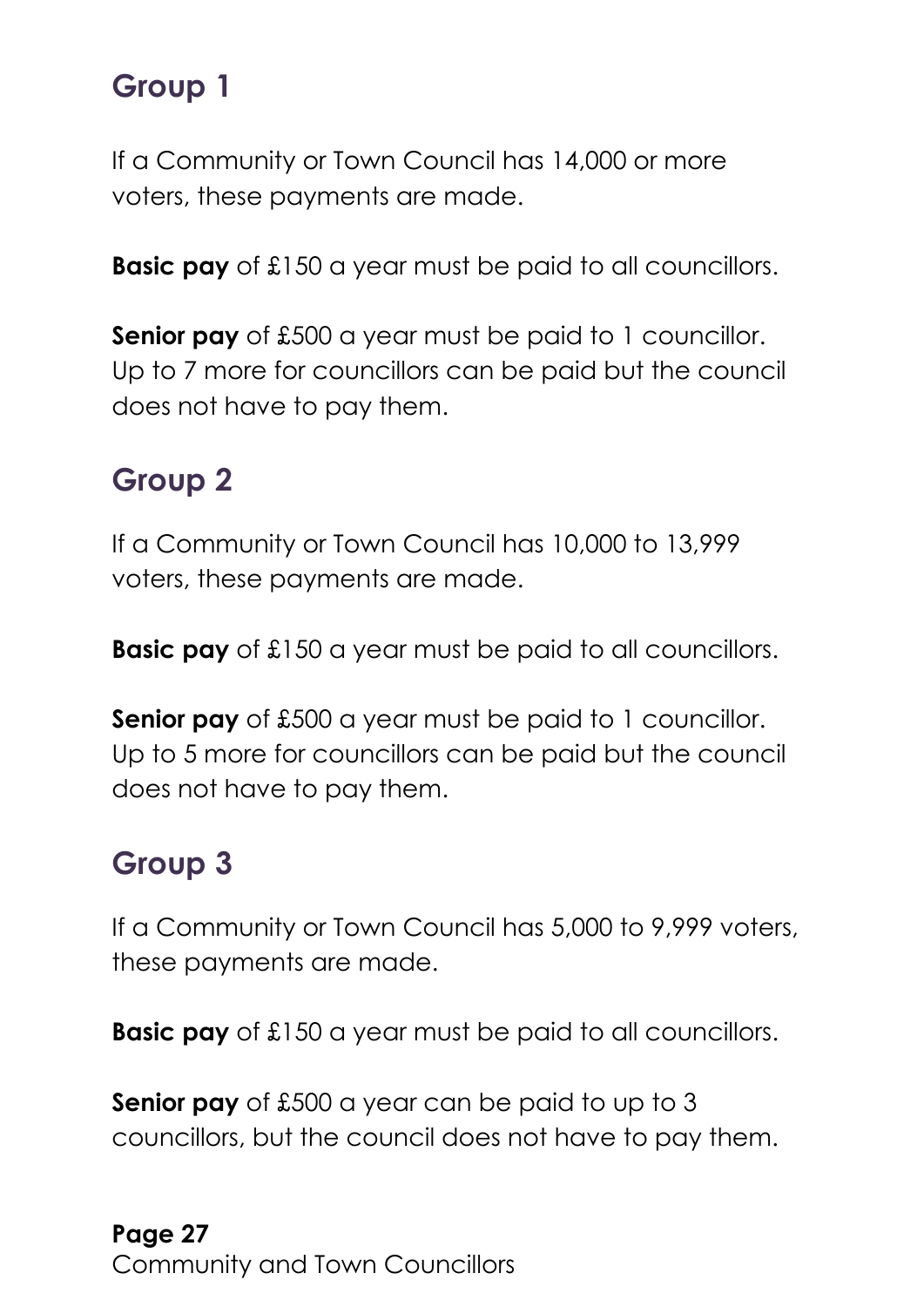## Group 1

If a Community or Town Council has 14,000 or more voters, these payments are made.

**Basic pay** of £150 a year must be paid to all councillors.

**Senior pay** of £500 a year must be paid to 1 councillor. Up to 7 more for councillors can be paid but the council does not have to pay them.

## Group 2

If a Community or Town Council has 10,000 to 13,999 voters, these payments are made.

**Basic pay** of £150 a year must be paid to all councillors.

**Senior pay** of £500 a year must be paid to 1 councillor. Up to 5 more for councillors can be paid but the council does not have to pay them.

## Group 3

If a Community or Town Council has 5,000 to 9,999 voters, these payments are made.

**Basic pay** of £150 a year must be paid to all councillors.

**Senior pay** of £500 a year can be paid to up to 3 councillors, but the council does not have to pay them.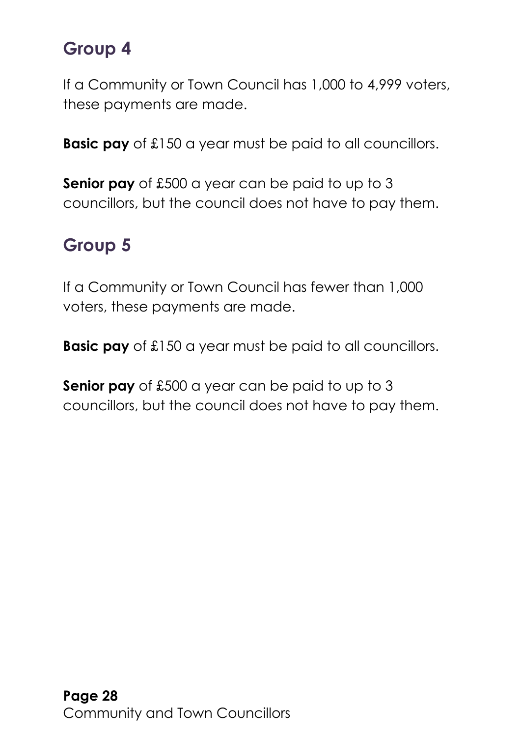## Group 4

If a Community or Town Council has 1,000 to 4,999 voters, these payments are made.

**Basic pay** of £150 a year must be paid to all councillors.

**Senior pay** of £500 a year can be paid to up to 3 councillors, but the council does not have to pay them.

## Group 5

If a Community or Town Council has fewer than 1,000 voters, these payments are made.

**Basic pay** of £150 a year must be paid to all councillors.

**Senior pay** of £500 a year can be paid to up to 3 councillors, but the council does not have to pay them.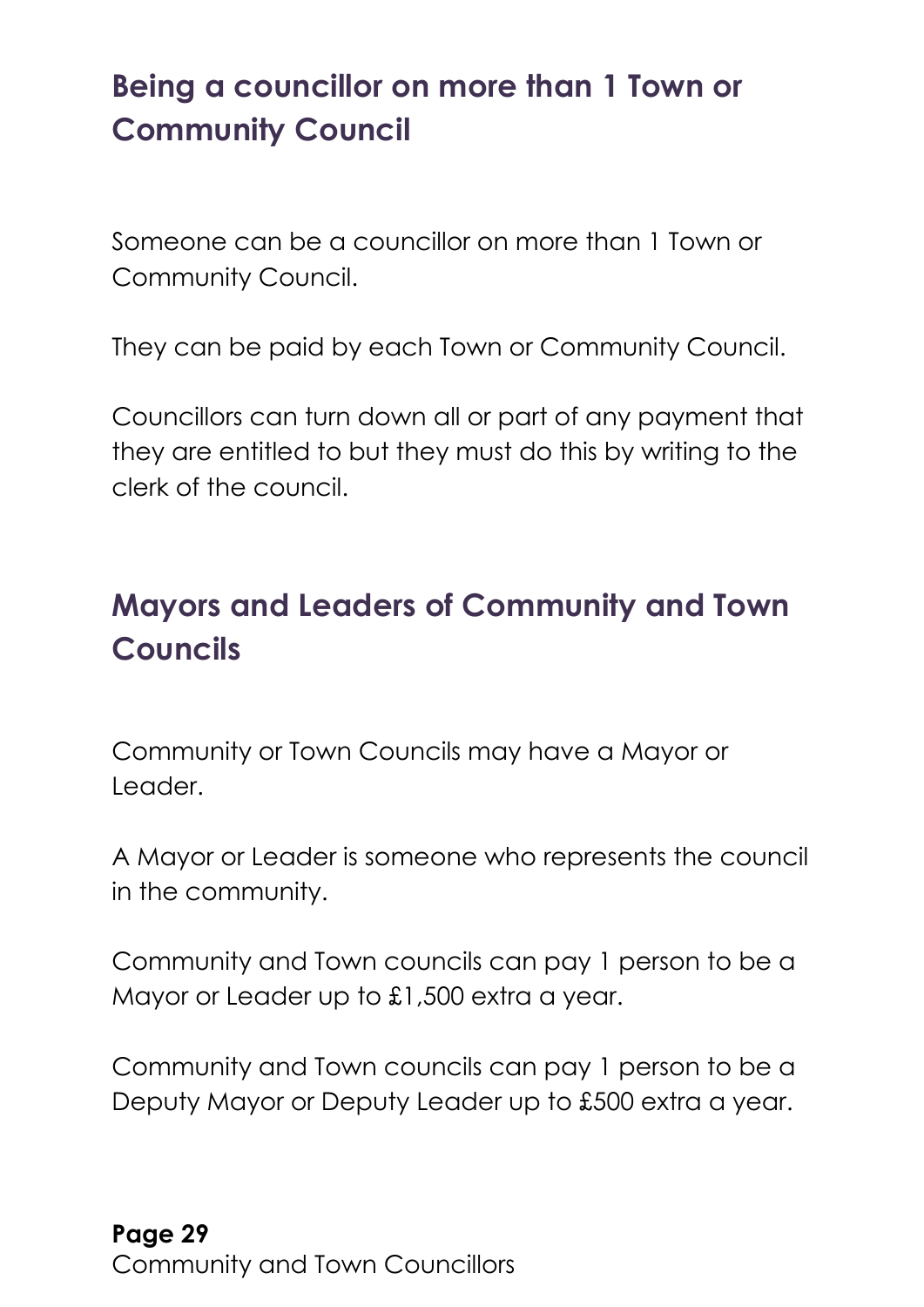## Being a councillor on more than 1 Town or Community Council

Someone can be a councillor on more than 1 Town or Community Council.

They can be paid by each Town or Community Council.

Councillors can turn down all or part of any payment that they are entitled to but they must do this by writing to the clerk of the council.

## Mayors and Leaders of Community and Town Councils

Community or Town Councils may have a Mayor or Leader.

A Mayor or Leader is someone who represents the council in the community.

Community and Town councils can pay 1 person to be a Mayor or Leader up to £1,500 extra a year.

Community and Town councils can pay 1 person to be a Deputy Mayor or Deputy Leader up to £500 extra a year.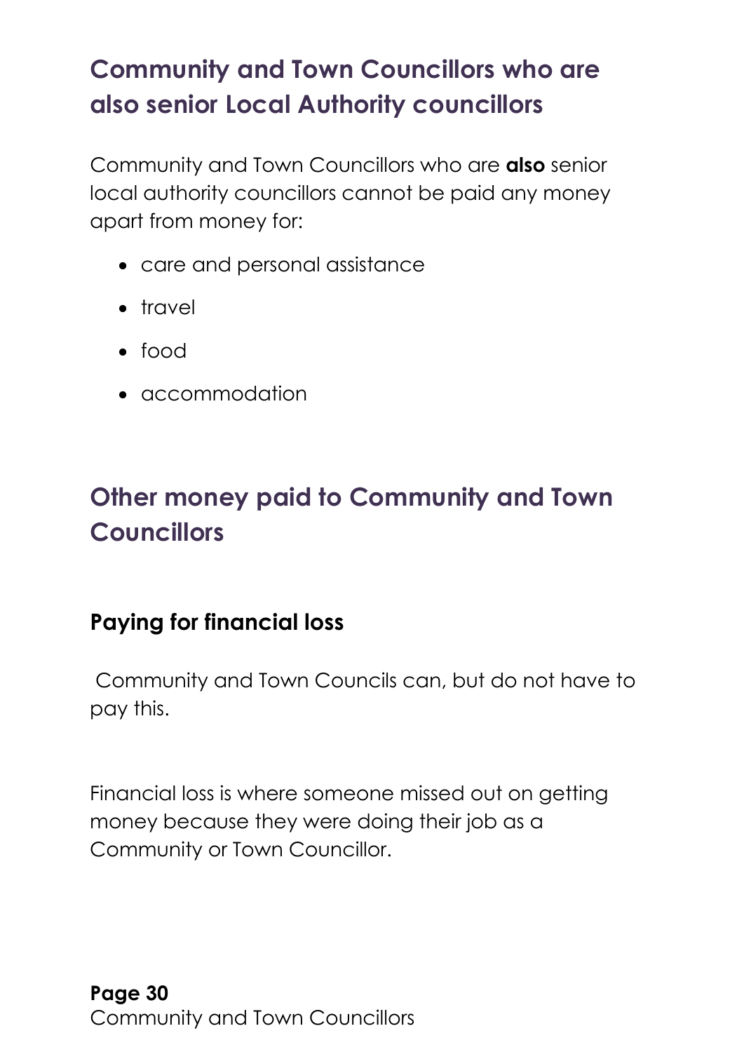## Community and Town Councillors who are also senior Local Authority councillors

Community and Town Councillors who are **also** senior local authority councillors cannot be paid any money apart from money for:

- care and personal assistance
- travel
- food
- accommodation

## Other money paid to Community and Town Councillors

### Paying for financial loss

Community and Town Councils can, but do not have to pay this.

Financial loss is where someone missed out on getting money because they were doing their job as a Community or Town Councillor.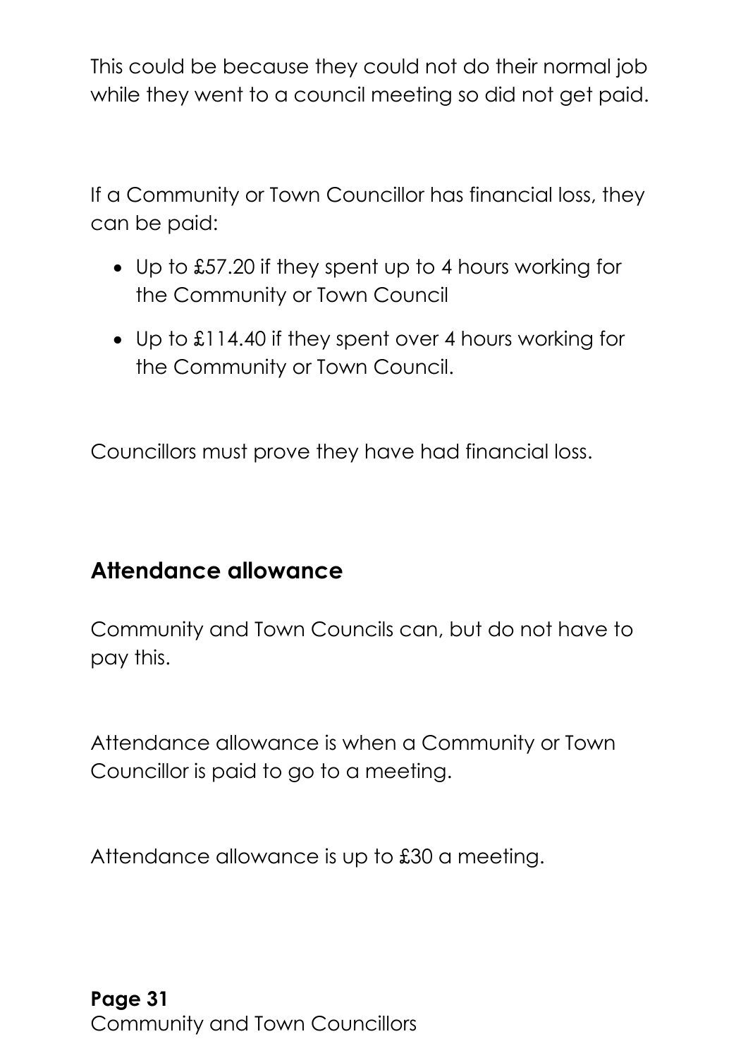This could be because they could not do their normal job while they went to a council meeting so did not get paid.

If a Community or Town Councillor has financial loss, they can be paid:

- Up to £57.20 if they spent up to 4 hours working for the Community or Town Council
- Up to £114.40 if they spent over 4 hours working for the Community or Town Council.

Councillors must prove they have had financial loss.

## Attendance allowance

Community and Town Councils can, but do not have to pay this.

Attendance allowance is when a Community or Town Councillor is paid to go to a meeting.

Attendance allowance is up to £30 a meeting.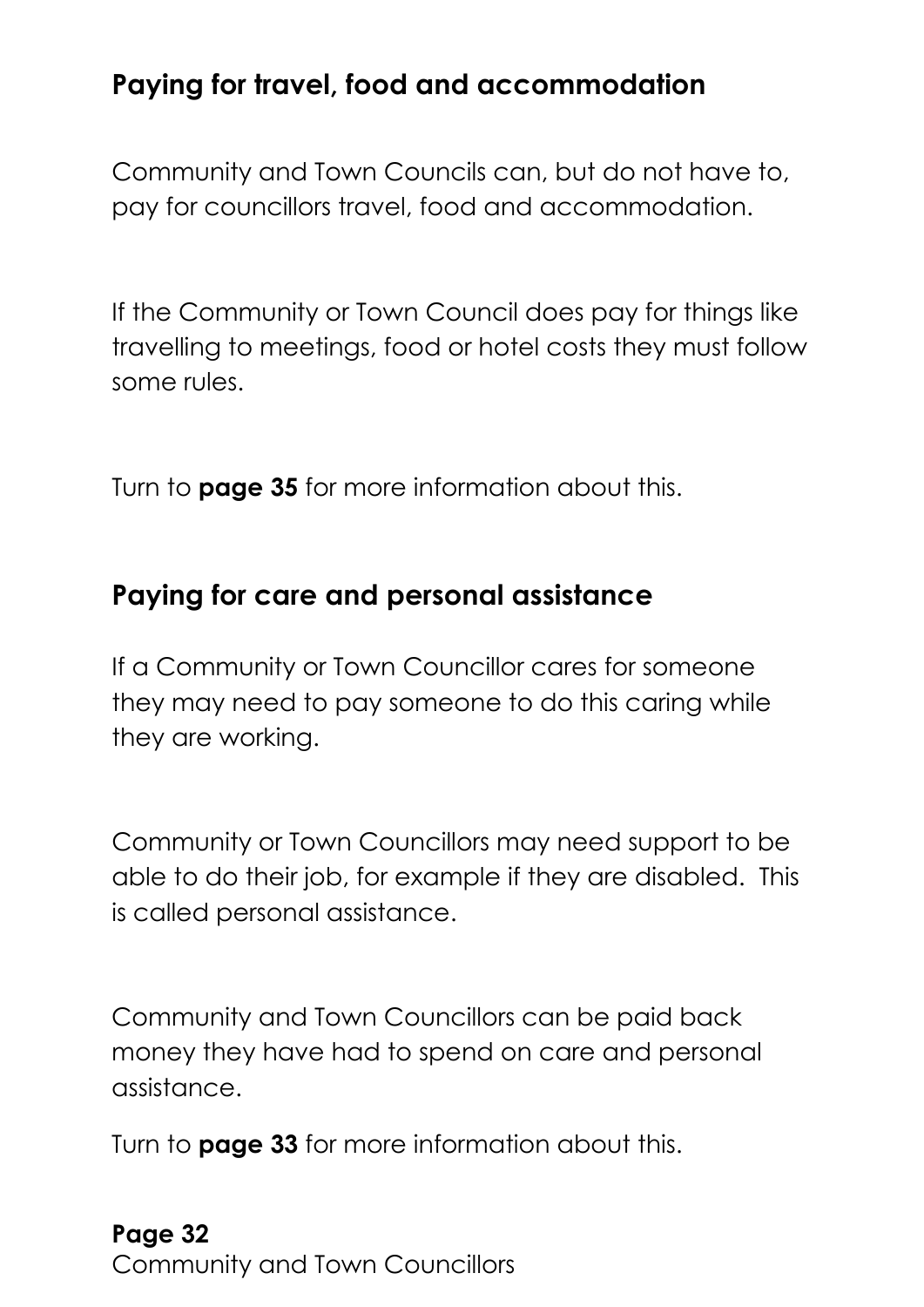## Paying for travel, food and accommodation

Community and Town Councils can, but do not have to, pay for councillors travel, food and accommodation.

If the Community or Town Council does pay for things like travelling to meetings, food or hotel costs they must follow some rules.

Turn to **page 35** for more information about this.

## Paying for care and personal assistance

If a Community or Town Councillor cares for someone they may need to pay someone to do this caring while they are working.

Community or Town Councillors may need support to be able to do their job, for example if they are disabled. This is called personal assistance.

Community and Town Councillors can be paid back money they have had to spend on care and personal assistance.

Turn to **page 33** for more information about this.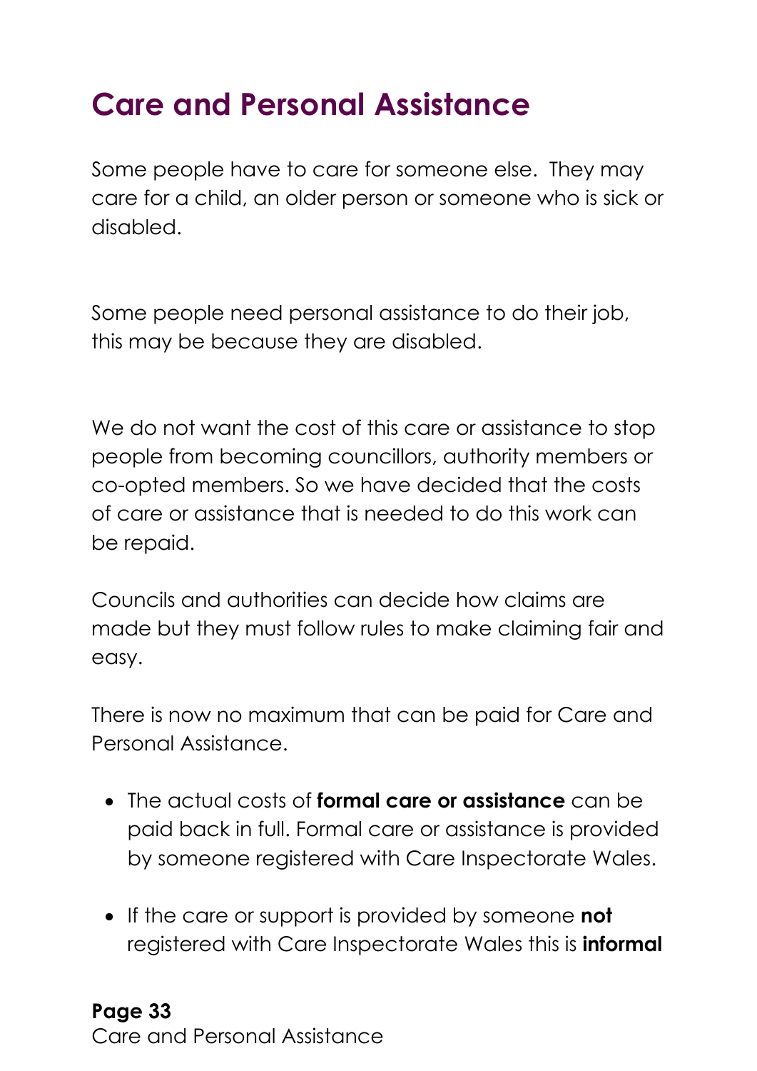# Care and Personal Assistance

Some people have to care for someone else. They may care for a child, an older person or someone who is sick or disabled.

Some people need personal assistance to do their job, this may be because they are disabled.

We do not want the cost of this care or assistance to stop people from becoming councillors, authority members or co-opted members. So we have decided that the costs of care or assistance that is needed to do this work can be repaid.

Councils and authorities can decide how claims are made but they must follow rules to make claiming fair and easy.

There is now no maximum that can be paid for Care and Personal Assistance.

- The actual costs of **formal care or assistance** can be paid back in full. Formal care or assistance is provided by someone registered with Care Inspectorate Wales.
- If the care or support is provided by someone **not** registered with Care Inspectorate Wales this is **informal**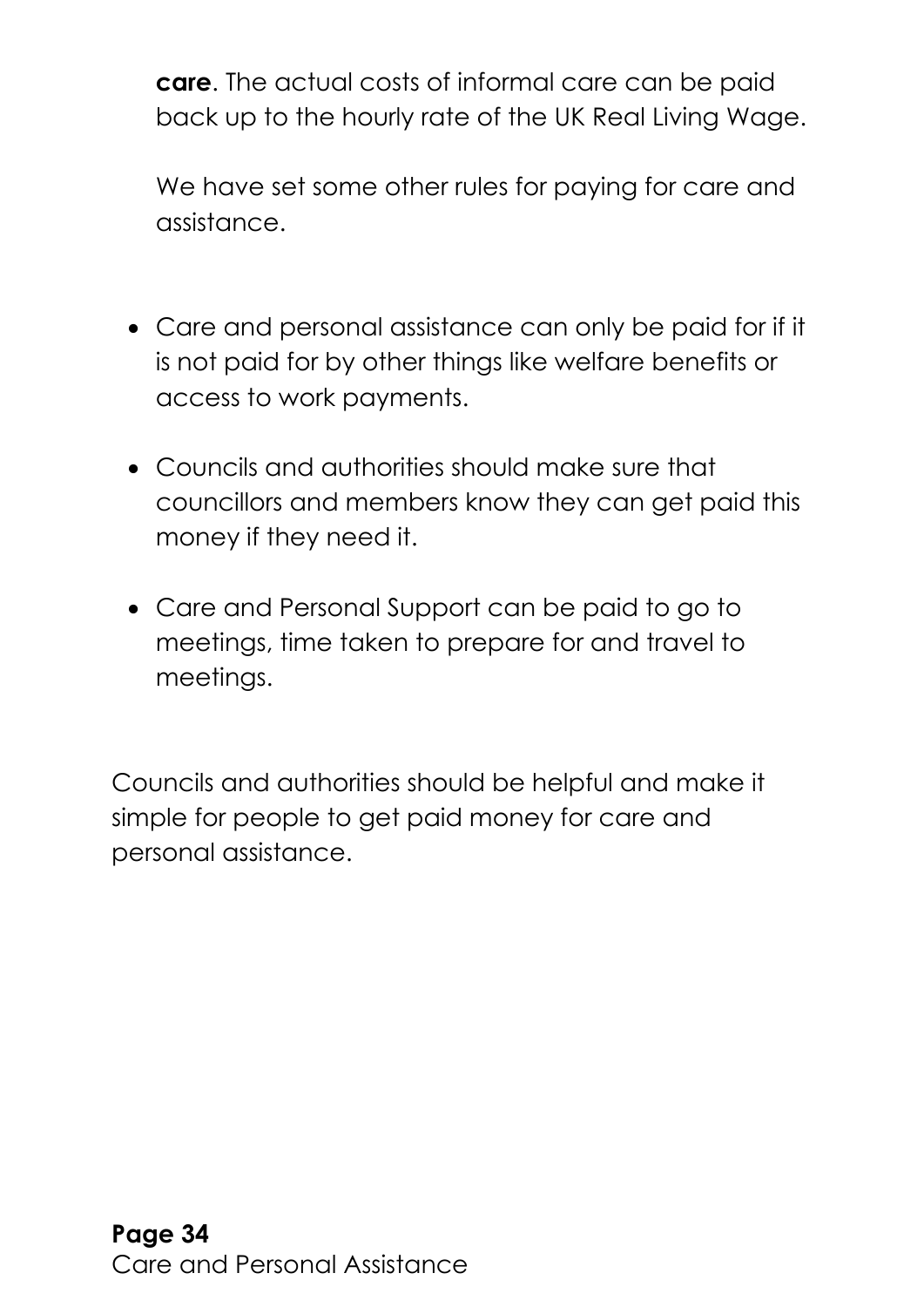**care**. The actual costs of informal care can be paid back up to the hourly rate of the UK Real Living Wage.

We have set some other rules for paying for care and assistance.

- Care and personal assistance can only be paid for if it is not paid for by other things like welfare benefits or access to work payments.
- Councils and authorities should make sure that councillors and members know they can get paid this money if they need it.
- Care and Personal Support can be paid to go to meetings, time taken to prepare for and travel to meetings.

Councils and authorities should be helpful and make it simple for people to get paid money for care and personal assistance.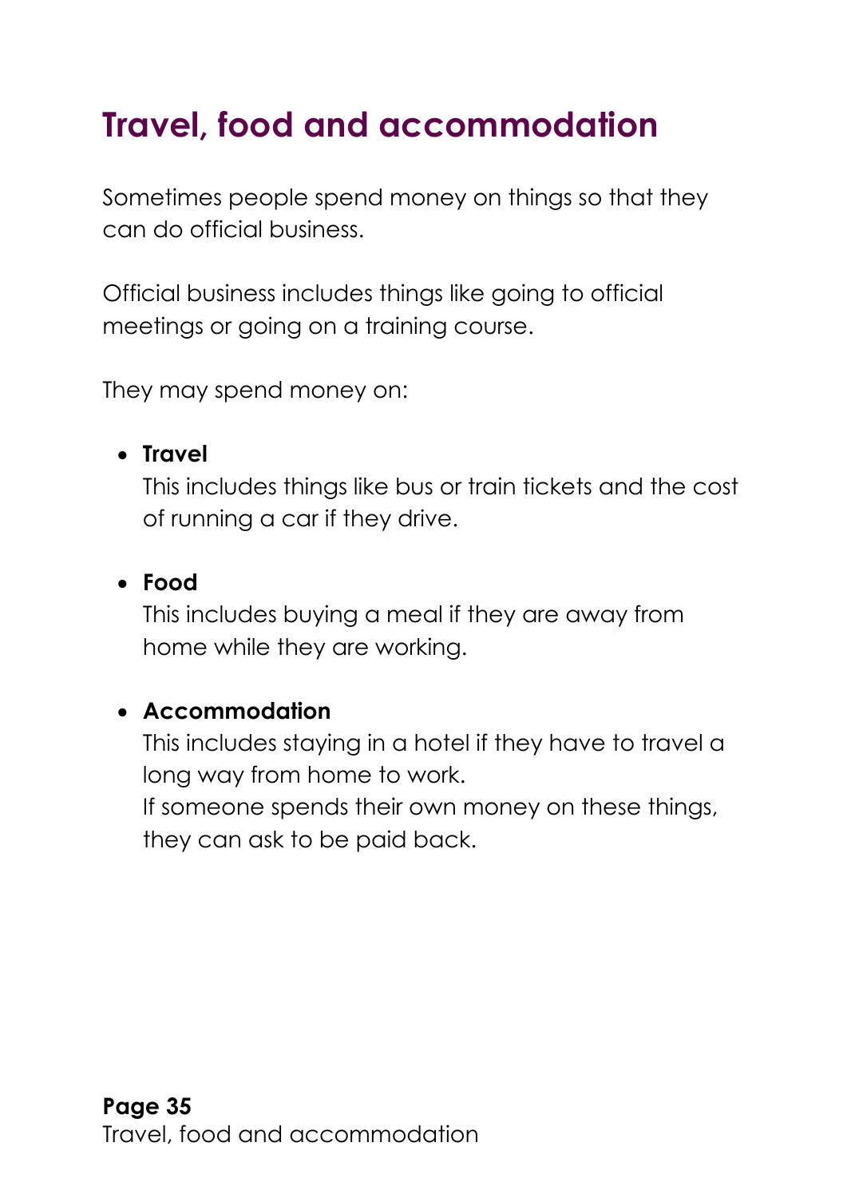# Travel, food and accommodation

Sometimes people spend money on things so that they can do official business.

Official business includes things like going to official meetings or going on a training course.

They may spend money on:

- **Travel**
  This includes things like bus or train tickets and the cost of running a car if they drive.

- **Food**
  This includes buying a meal if they are away from home while they are working.

- **Accommodation**
  This includes staying in a hotel if they have to travel a long way from home to work.
  If someone spends their own money on these things, they can ask to be paid back.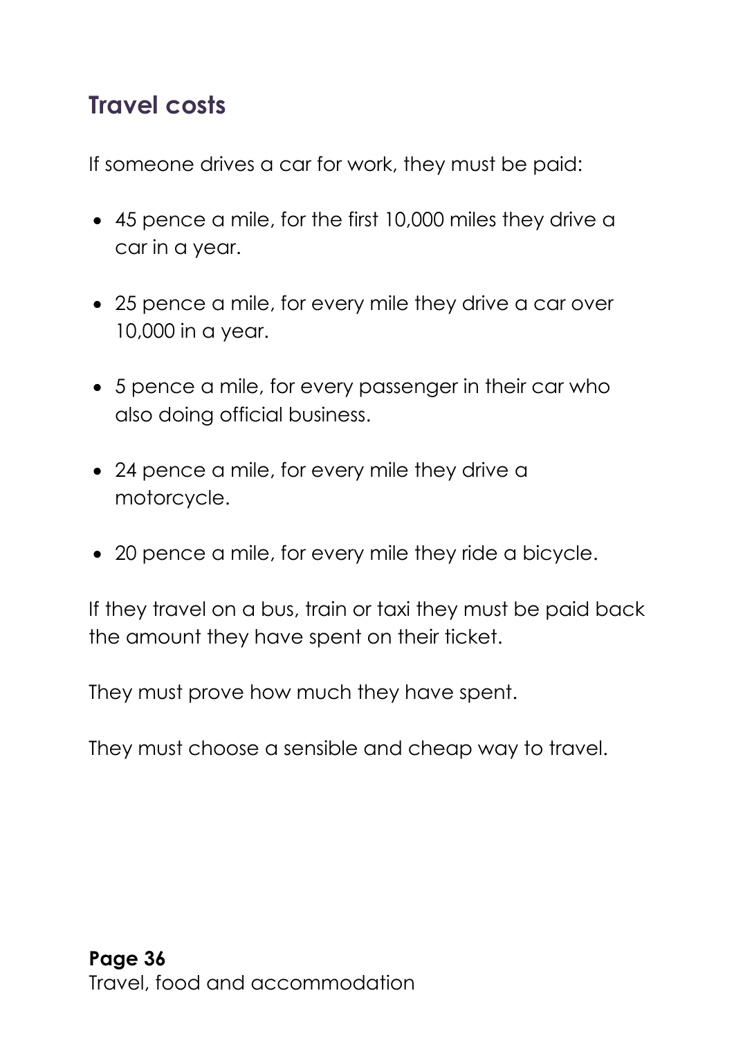## Travel costs

If someone drives a car for work, they must be paid:

- 45 pence a mile, for the first 10,000 miles they drive a car in a year.
- 25 pence a mile, for every mile they drive a car over 10,000 in a year.
- 5 pence a mile, for every passenger in their car who also doing official business.
- 24 pence a mile, for every mile they drive a motorcycle.
- 20 pence a mile, for every mile they ride a bicycle.

If they travel on a bus, train or taxi they must be paid back the amount they have spent on their ticket.

They must prove how much they have spent.

They must choose a sensible and cheap way to travel.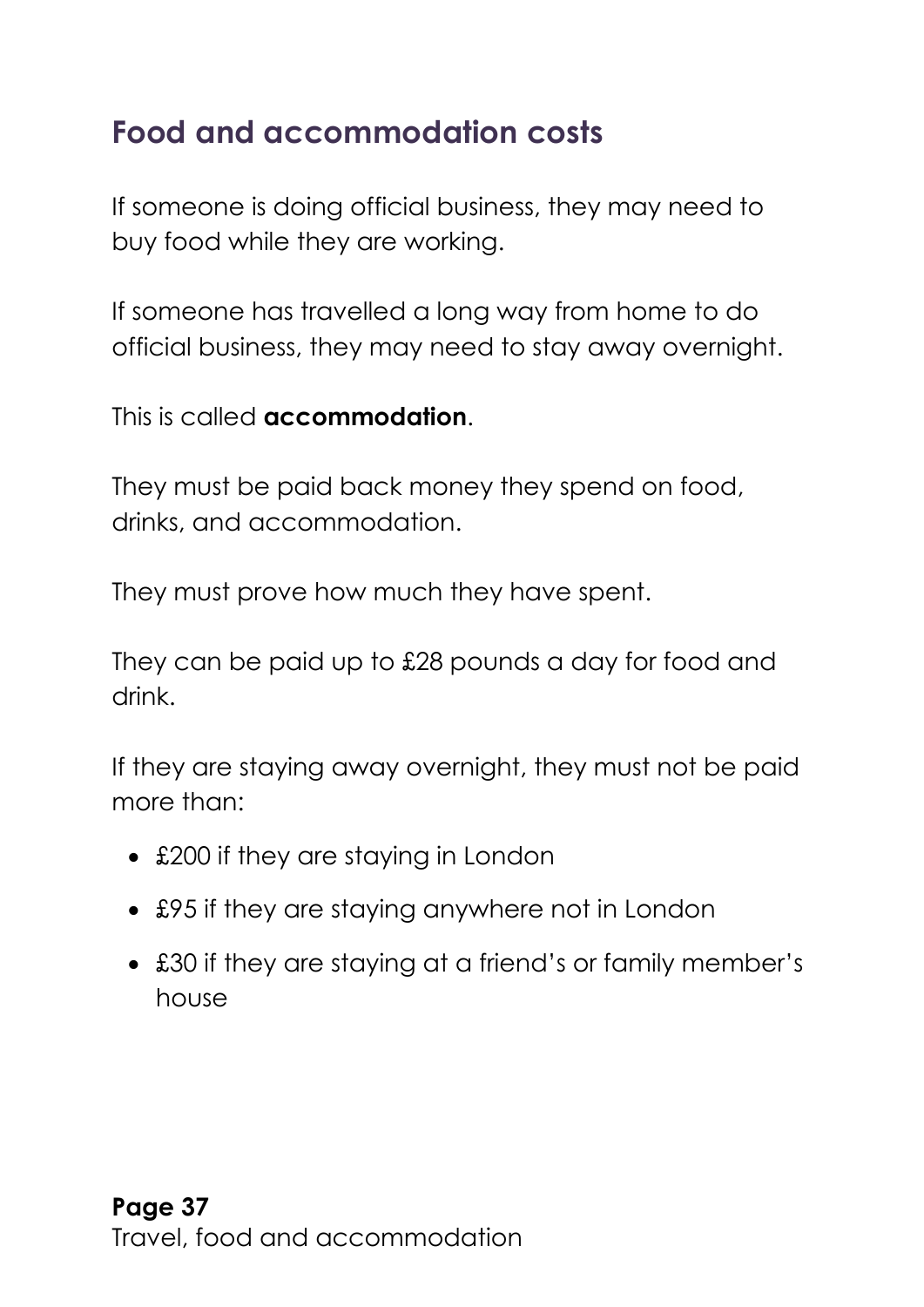## Food and accommodation costs

If someone is doing official business, they may need to buy food while they are working.

If someone has travelled a long way from home to do official business, they may need to stay away overnight.

This is called **accommodation**.

They must be paid back money they spend on food, drinks, and accommodation.

They must prove how much they have spent.

They can be paid up to £28 pounds a day for food and drink.

If they are staying away overnight, they must not be paid more than:

- £200 if they are staying in London
- £95 if they are staying anywhere not in London
- £30 if they are staying at a friend's or family member's house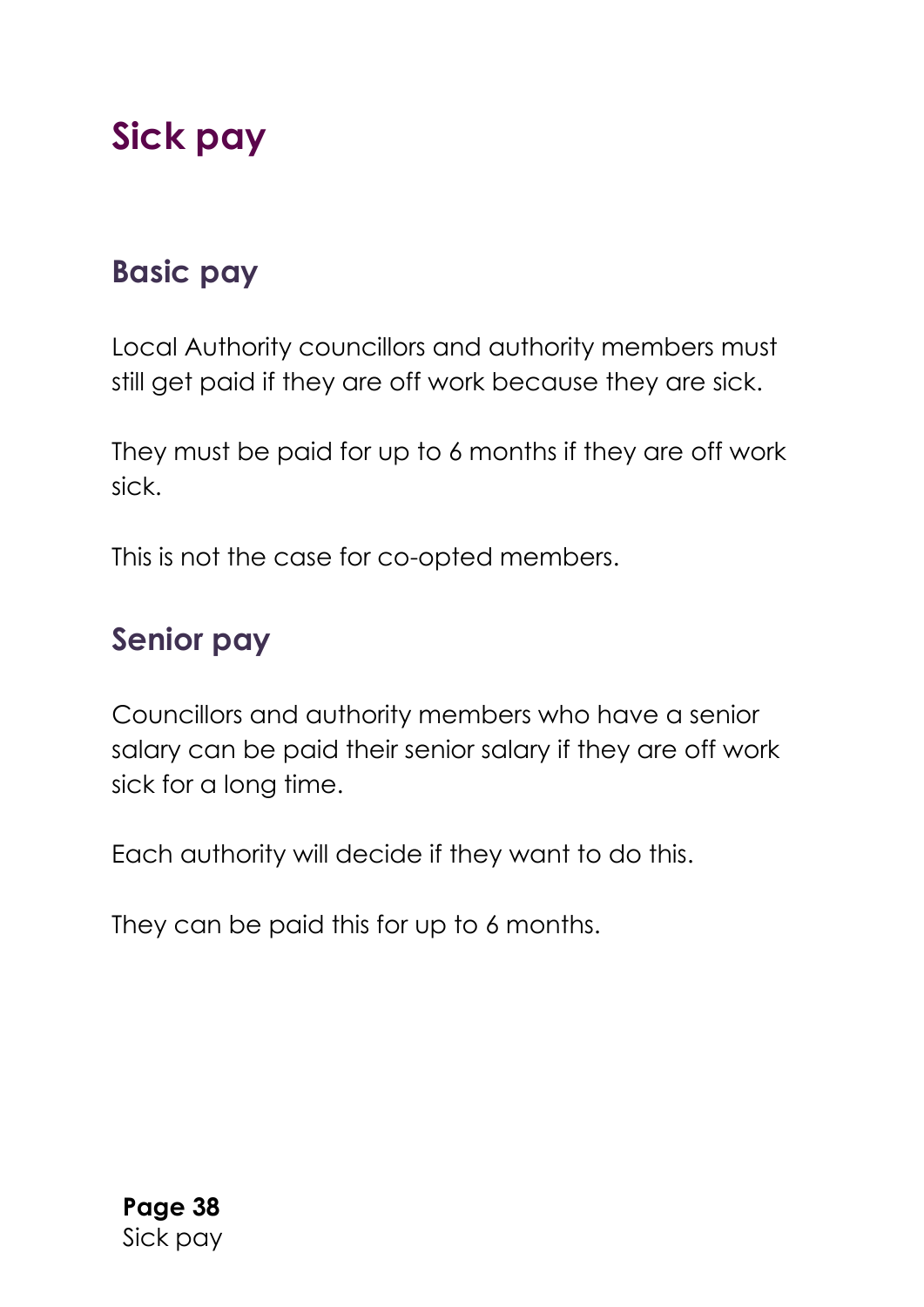# Sick pay

## Basic pay

Local Authority councillors and authority members must still get paid if they are off work because they are sick.

They must be paid for up to 6 months if they are off work sick.

This is not the case for co-opted members.

## Senior pay

Councillors and authority members who have a senior salary can be paid their senior salary if they are off work sick for a long time.

Each authority will decide if they want to do this.

They can be paid this for up to 6 months.